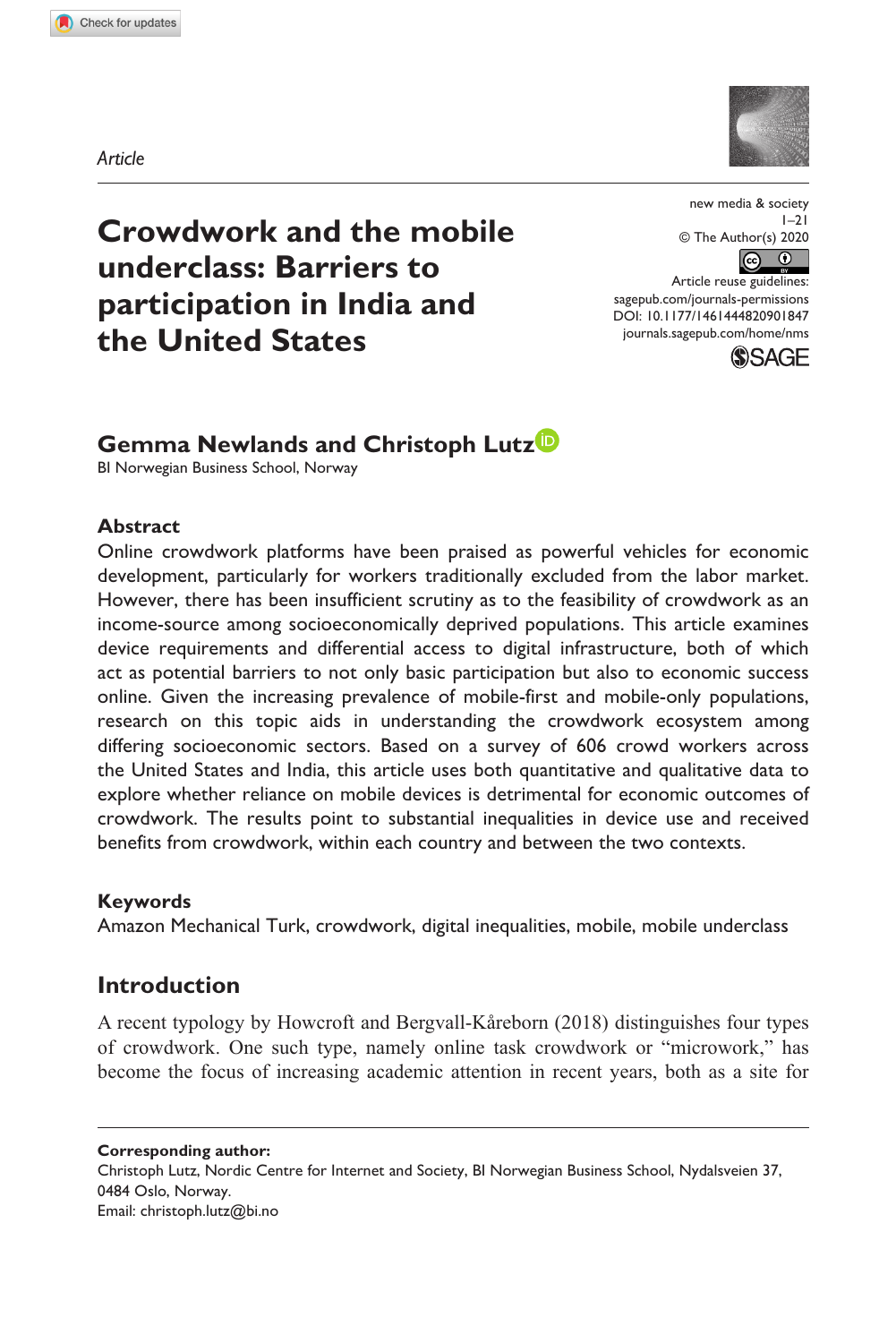Article

# Crowdwork and the mobile underclass: Barriers to participation in India and the United States

new media & society

1–21

© The Author(s) 2020

Article reuse guidelines: sagepub.com/journals-permissions

DOI: 10.1177/1461444820901847

journals.sagepub.com/home/nms

**Gemma Newlands and Christoph Lutz**

BI Norwegian Business School, Norway

## Abstract

Online crowdwork platforms have been praised as powerful vehicles for economic development, particularly for workers traditionally excluded from the labor market. However, there has been insufficient scrutiny as to the feasibility of crowdwork as an income-source among socioeconomically deprived populations. This article examines device requirements and differential access to digital infrastructure, both of which act as potential barriers to not only basic participation but also to economic success online. Given the increasing prevalence of mobile-first and mobile-only populations, research on this topic aids in understanding the crowdwork ecosystem among differing socioeconomic sectors. Based on a survey of 606 crowd workers across the United States and India, this article uses both quantitative and qualitative data to explore whether reliance on mobile devices is detrimental for economic outcomes of crowdwork. The results point to substantial inequalities in device use and received benefits from crowdwork, within each country and between the two contexts.

## Keywords

Amazon Mechanical Turk, crowdwork, digital inequalities, mobile, mobile underclass

## Introduction

A recent typology by Howcroft and Bergvall-Kåreborn (2018) distinguishes four types of crowdwork. One such type, namely online task crowdwork or "microwork," has become the focus of increasing academic attention in recent years, both as a site for

**Corresponding author:**

Christoph Lutz, Nordic Centre for Internet and Society, BI Norwegian Business School, Nydalsveien 37, 0484 Oslo, Norway.

Email: christoph.lutz@bi.no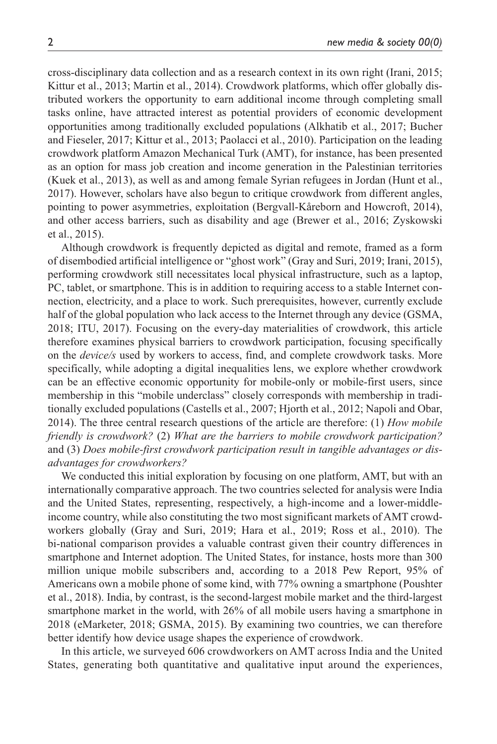cross-disciplinary data collection and as a research context in its own right (Irani, 2015; Kittur et al., 2013; Martin et al., 2014). Crowdwork platforms, which offer globally distributed workers the opportunity to earn additional income through completing small tasks online, have attracted interest as potential providers of economic development opportunities among traditionally excluded populations (Alkhatib et al., 2017; Bucher and Fieseler, 2017; Kittur et al., 2013; Paolacci et al., 2010). Participation on the leading crowdwork platform Amazon Mechanical Turk (AMT), for instance, has been presented as an option for mass job creation and income generation in the Palestinian territories (Kuek et al., 2013), as well as and among female Syrian refugees in Jordan (Hunt et al., 2017). However, scholars have also begun to critique crowdwork from different angles, pointing to power asymmetries, exploitation (Bergvall-Kåreborn and Howcroft, 2014), and other access barriers, such as disability and age (Brewer et al., 2016; Zyskowski et al., 2015).

Although crowdwork is frequently depicted as digital and remote, framed as a form of disembodied artificial intelligence or "ghost work" (Gray and Suri, 2019; Irani, 2015), performing crowdwork still necessitates local physical infrastructure, such as a laptop, PC, tablet, or smartphone. This is in addition to requiring access to a stable Internet connection, electricity, and a place to work. Such prerequisites, however, currently exclude half of the global population who lack access to the Internet through any device (GSMA, 2018; ITU, 2017). Focusing on the every-day materialities of crowdwork, this article therefore examines physical barriers to crowdwork participation, focusing specifically on the *device/s* used by workers to access, find, and complete crowdwork tasks. More specifically, while adopting a digital inequalities lens, we explore whether crowdwork can be an effective economic opportunity for mobile-only or mobile-first users, since membership in this "mobile underclass" closely corresponds with membership in traditionally excluded populations (Castells et al., 2007; Hjorth et al., 2012; Napoli and Obar, 2014). The three central research questions of the article are therefore: (1) *How mobile friendly is crowdwork?* (2) *What are the barriers to mobile crowdwork participation?* and (3) *Does mobile-first crowdwork participation result in tangible advantages or disadvantages for crowdworkers?*

We conducted this initial exploration by focusing on one platform, AMT, but with an internationally comparative approach. The two countries selected for analysis were India and the United States, representing, respectively, a high-income and a lower-middle-income country, while also constituting the two most significant markets of AMT crowdworkers globally (Gray and Suri, 2019; Hara et al., 2019; Ross et al., 2010). The bi-national comparison provides a valuable contrast given their country differences in smartphone and Internet adoption. The United States, for instance, hosts more than 300 million unique mobile subscribers and, according to a 2018 Pew Report, 95% of Americans own a mobile phone of some kind, with 77% owning a smartphone (Poushter et al., 2018). India, by contrast, is the second-largest mobile market and the third-largest smartphone market in the world, with 26% of all mobile users having a smartphone in 2018 (eMarketer, 2018; GSMA, 2015). By examining two countries, we can therefore better identify how device usage shapes the experience of crowdwork.

In this article, we surveyed 606 crowdworkers on AMT across India and the United States, generating both quantitative and qualitative input around the experiences,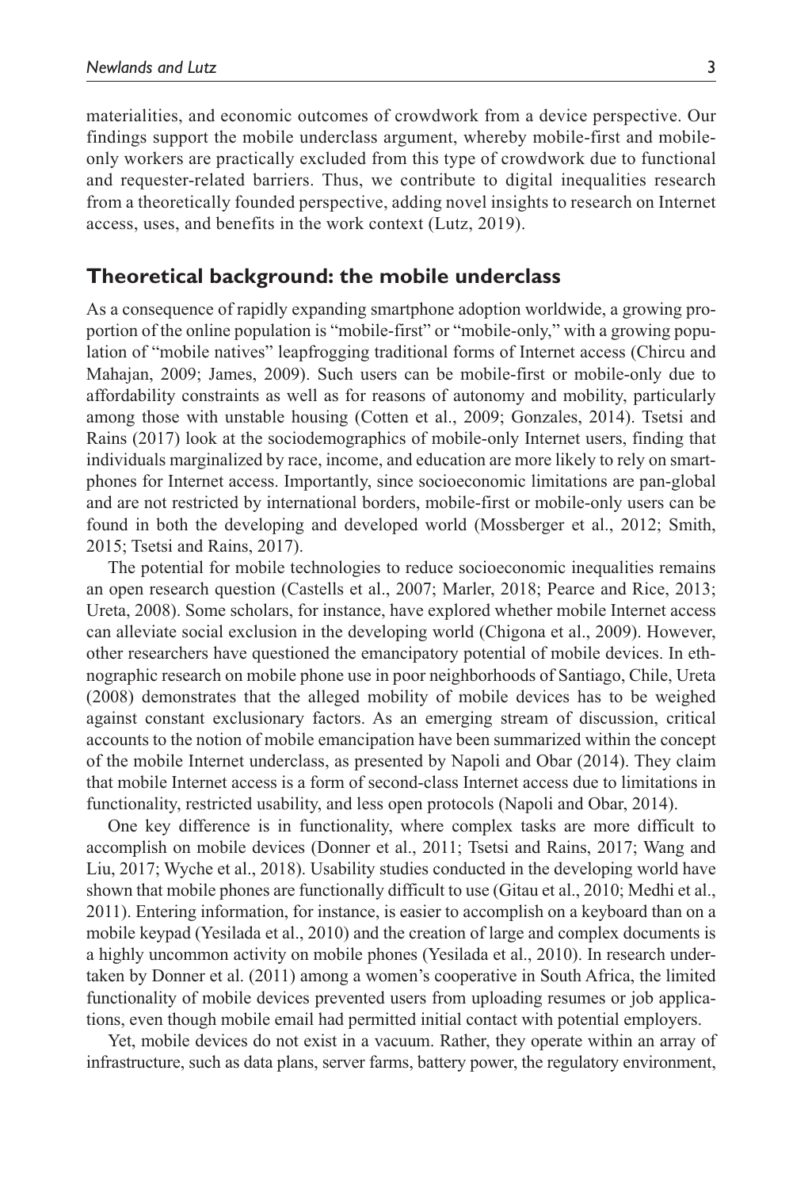materialities, and economic outcomes of crowdwork from a device perspective. Our findings support the mobile underclass argument, whereby mobile-first and mobile-only workers are practically excluded from this type of crowdwork due to functional and requester-related barriers. Thus, we contribute to digital inequalities research from a theoretically founded perspective, adding novel insights to research on Internet access, uses, and benefits in the work context (Lutz, 2019).

## Theoretical background: the mobile underclass

As a consequence of rapidly expanding smartphone adoption worldwide, a growing proportion of the online population is "mobile-first" or "mobile-only," with a growing population of "mobile natives" leapfrogging traditional forms of Internet access (Chircu and Mahajan, 2009; James, 2009). Such users can be mobile-first or mobile-only due to affordability constraints as well as for reasons of autonomy and mobility, particularly among those with unstable housing (Cotten et al., 2009; Gonzales, 2014). Tsetsi and Rains (2017) look at the sociodemographics of mobile-only Internet users, finding that individuals marginalized by race, income, and education are more likely to rely on smartphones for Internet access. Importantly, since socioeconomic limitations are pan-global and are not restricted by international borders, mobile-first or mobile-only users can be found in both the developing and developed world (Mossberger et al., 2012; Smith, 2015; Tsetsi and Rains, 2017).

The potential for mobile technologies to reduce socioeconomic inequalities remains an open research question (Castells et al., 2007; Marler, 2018; Pearce and Rice, 2013; Ureta, 2008). Some scholars, for instance, have explored whether mobile Internet access can alleviate social exclusion in the developing world (Chigona et al., 2009). However, other researchers have questioned the emancipatory potential of mobile devices. In ethnographic research on mobile phone use in poor neighborhoods of Santiago, Chile, Ureta (2008) demonstrates that the alleged mobility of mobile devices has to be weighed against constant exclusionary factors. As an emerging stream of discussion, critical accounts to the notion of mobile emancipation have been summarized within the concept of the mobile Internet underclass, as presented by Napoli and Obar (2014). They claim that mobile Internet access is a form of second-class Internet access due to limitations in functionality, restricted usability, and less open protocols (Napoli and Obar, 2014).

One key difference is in functionality, where complex tasks are more difficult to accomplish on mobile devices (Donner et al., 2011; Tsetsi and Rains, 2017; Wang and Liu, 2017; Wyche et al., 2018). Usability studies conducted in the developing world have shown that mobile phones are functionally difficult to use (Gitau et al., 2010; Medhi et al., 2011). Entering information, for instance, is easier to accomplish on a keyboard than on a mobile keypad (Yesilada et al., 2010) and the creation of large and complex documents is a highly uncommon activity on mobile phones (Yesilada et al., 2010). In research undertaken by Donner et al. (2011) among a women's cooperative in South Africa, the limited functionality of mobile devices prevented users from uploading resumes or job applications, even though mobile email had permitted initial contact with potential employers.

Yet, mobile devices do not exist in a vacuum. Rather, they operate within an array of infrastructure, such as data plans, server farms, battery power, the regulatory environment,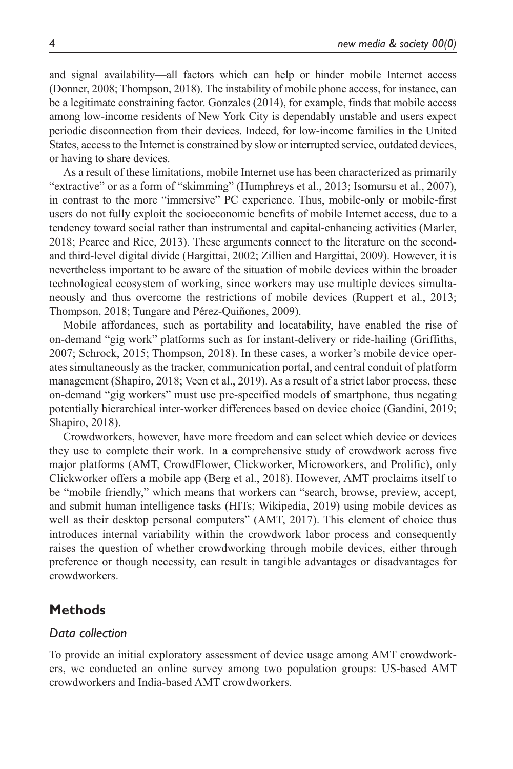and signal availability—all factors which can help or hinder mobile Internet access (Donner, 2008; Thompson, 2018). The instability of mobile phone access, for instance, can be a legitimate constraining factor. Gonzales (2014), for example, finds that mobile access among low-income residents of New York City is dependably unstable and users expect periodic disconnection from their devices. Indeed, for low-income families in the United States, access to the Internet is constrained by slow or interrupted service, outdated devices, or having to share devices.

As a result of these limitations, mobile Internet use has been characterized as primarily "extractive" or as a form of "skimming" (Humphreys et al., 2013; Isomursu et al., 2007), in contrast to the more "immersive" PC experience. Thus, mobile-only or mobile-first users do not fully exploit the socioeconomic benefits of mobile Internet access, due to a tendency toward social rather than instrumental and capital-enhancing activities (Marler, 2018; Pearce and Rice, 2013). These arguments connect to the literature on the second- and third-level digital divide (Hargittai, 2002; Zillien and Hargittai, 2009). However, it is nevertheless important to be aware of the situation of mobile devices within the broader technological ecosystem of working, since workers may use multiple devices simultaneously and thus overcome the restrictions of mobile devices (Ruppert et al., 2013; Thompson, 2018; Tungare and Pérez-Quiñones, 2009).

Mobile affordances, such as portability and locatability, have enabled the rise of on-demand "gig work" platforms such as for instant-delivery or ride-hailing (Griffiths, 2007; Schrock, 2015; Thompson, 2018). In these cases, a worker's mobile device operates simultaneously as the tracker, communication portal, and central conduit of platform management (Shapiro, 2018; Veen et al., 2019). As a result of a strict labor process, these on-demand "gig workers" must use pre-specified models of smartphone, thus negating potentially hierarchical inter-worker differences based on device choice (Gandini, 2019; Shapiro, 2018).

Crowdworkers, however, have more freedom and can select which device or devices they use to complete their work. In a comprehensive study of crowdwork across five major platforms (AMT, CrowdFlower, Clickworker, Microworkers, and Prolific), only Clickworker offers a mobile app (Berg et al., 2018). However, AMT proclaims itself to be "mobile friendly," which means that workers can "search, browse, preview, accept, and submit human intelligence tasks (HITs; Wikipedia, 2019) using mobile devices as well as their desktop personal computers" (AMT, 2017). This element of choice thus introduces internal variability within the crowdwork labor process and consequently raises the question of whether crowdworking through mobile devices, either through preference or though necessity, can result in tangible advantages or disadvantages for crowdworkers.

## Methods

### *Data collection*

To provide an initial exploratory assessment of device usage among AMT crowdworkers, we conducted an online survey among two population groups: US-based AMT crowdworkers and India-based AMT crowdworkers.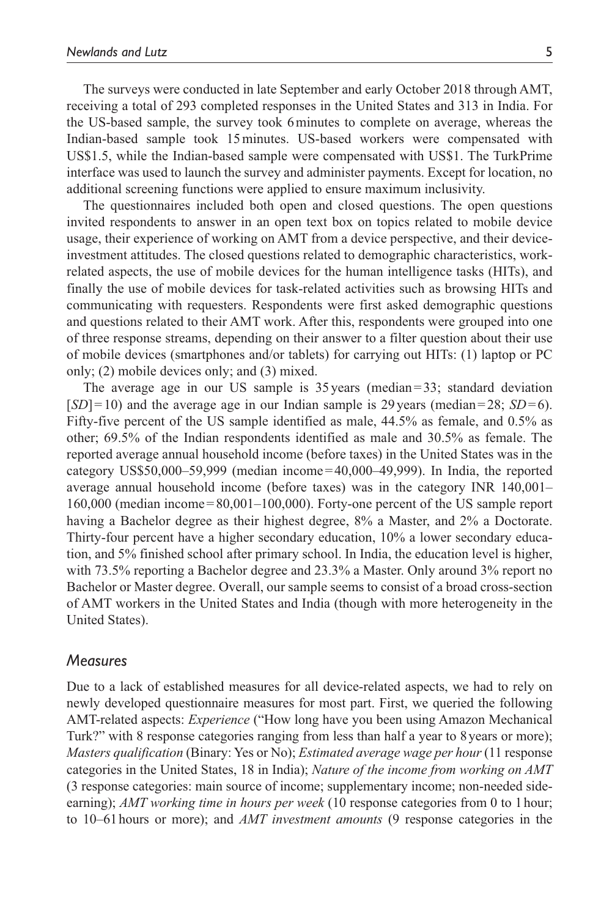The surveys were conducted in late September and early October 2018 through AMT, receiving a total of 293 completed responses in the United States and 313 in India. For the US-based sample, the survey took 6 minutes to complete on average, whereas the Indian-based sample took 15 minutes. US-based workers were compensated with US$1.5, while the Indian-based sample were compensated with US$1. The TurkPrime interface was used to launch the survey and administer payments. Except for location, no additional screening functions were applied to ensure maximum inclusivity.

The questionnaires included both open and closed questions. The open questions invited respondents to answer in an open text box on topics related to mobile device usage, their experience of working on AMT from a device perspective, and their device-investment attitudes. The closed questions related to demographic characteristics, work-related aspects, the use of mobile devices for the human intelligence tasks (HITs), and finally the use of mobile devices for task-related activities such as browsing HITs and communicating with requesters. Respondents were first asked demographic questions and questions related to their AMT work. After this, respondents were grouped into one of three response streams, depending on their answer to a filter question about their use of mobile devices (smartphones and/or tablets) for carrying out HITs: (1) laptop or PC only; (2) mobile devices only; and (3) mixed.

The average age in our US sample is 35 years (median = 33; standard deviation [*SD*] = 10) and the average age in our Indian sample is 29 years (median = 28; *SD* = 6). Fifty-five percent of the US sample identified as male, 44.5% as female, and 0.5% as other; 69.5% of the Indian respondents identified as male and 30.5% as female. The reported average annual household income (before taxes) in the United States was in the category US$50,000–59,999 (median income = 40,000–49,999). In India, the reported average annual household income (before taxes) was in the category INR 140,001–160,000 (median income = 80,001–100,000). Forty-one percent of the US sample report having a Bachelor degree as their highest degree, 8% a Master, and 2% a Doctorate. Thirty-four percent have a higher secondary education, 10% a lower secondary education, and 5% finished school after primary school. In India, the education level is higher, with 73.5% reporting a Bachelor degree and 23.3% a Master. Only around 3% report no Bachelor or Master degree. Overall, our sample seems to consist of a broad cross-section of AMT workers in the United States and India (though with more heterogeneity in the United States).

### *Measures*

Due to a lack of established measures for all device-related aspects, we had to rely on newly developed questionnaire measures for most part. First, we queried the following AMT-related aspects: *Experience* ("How long have you been using Amazon Mechanical Turk?" with 8 response categories ranging from less than half a year to 8 years or more); *Masters qualification* (Binary: Yes or No); *Estimated average wage per hour* (11 response categories in the United States, 18 in India); *Nature of the income from working on AMT* (3 response categories: main source of income; supplementary income; non-needed side-earning); *AMT working time in hours per week* (10 response categories from 0 to 1 hour; to 10–61 hours or more); and *AMT investment amounts* (9 response categories in the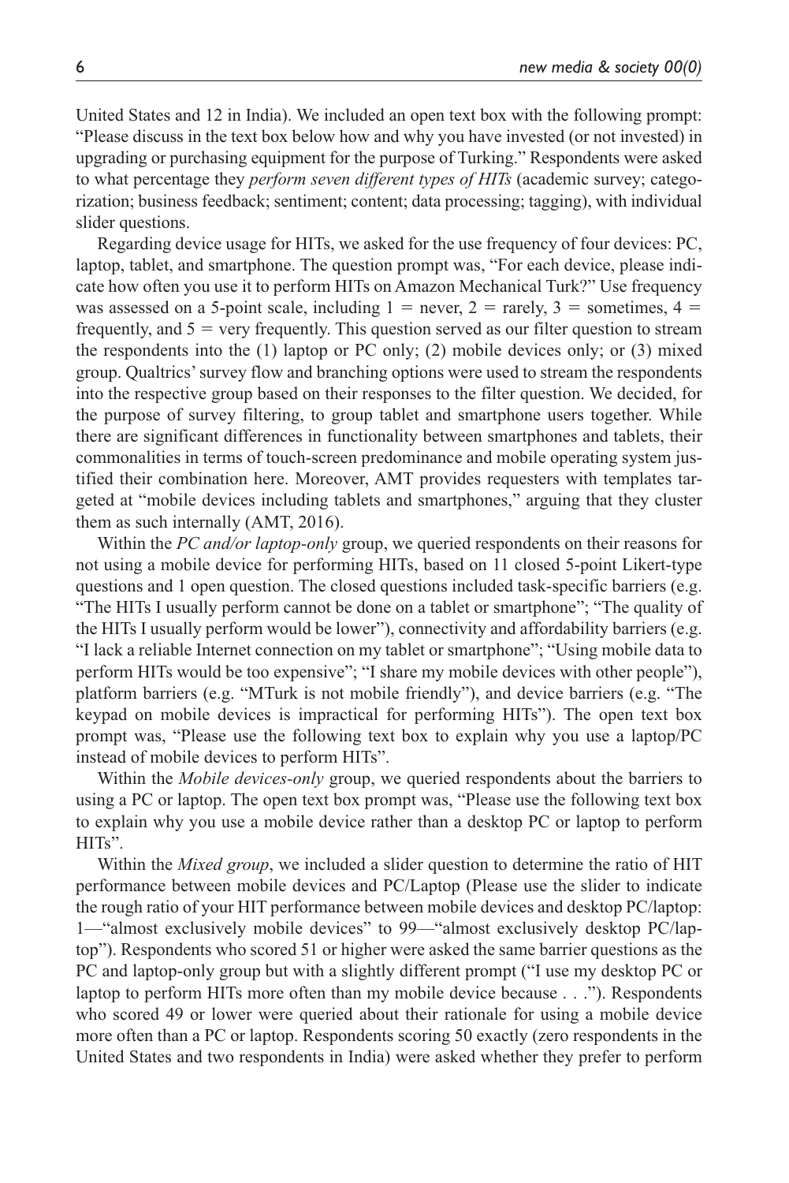United States and 12 in India). We included an open text box with the following prompt: "Please discuss in the text box below how and why you have invested (or not invested) in upgrading or purchasing equipment for the purpose of Turking." Respondents were asked to what percentage they *perform seven different types of HITs* (academic survey; categorization; business feedback; sentiment; content; data processing; tagging), with individual slider questions.

Regarding device usage for HITs, we asked for the use frequency of four devices: PC, laptop, tablet, and smartphone. The question prompt was, "For each device, please indicate how often you use it to perform HITs on Amazon Mechanical Turk?" Use frequency was assessed on a 5-point scale, including 1 = never, 2 = rarely, 3 = sometimes, 4 = frequently, and 5 = very frequently. This question served as our filter question to stream the respondents into the (1) laptop or PC only; (2) mobile devices only; or (3) mixed group. Qualtrics' survey flow and branching options were used to stream the respondents into the respective group based on their responses to the filter question. We decided, for the purpose of survey filtering, to group tablet and smartphone users together. While there are significant differences in functionality between smartphones and tablets, their commonalities in terms of touch-screen predominance and mobile operating system justified their combination here. Moreover, AMT provides requesters with templates targeted at "mobile devices including tablets and smartphones," arguing that they cluster them as such internally (AMT, 2016).

Within the *PC and/or laptop-only* group, we queried respondents on their reasons for not using a mobile device for performing HITs, based on 11 closed 5-point Likert-type questions and 1 open question. The closed questions included task-specific barriers (e.g. "The HITs I usually perform cannot be done on a tablet or smartphone"; "The quality of the HITs I usually perform would be lower"), connectivity and affordability barriers (e.g. "I lack a reliable Internet connection on my tablet or smartphone"; "Using mobile data to perform HITs would be too expensive"; "I share my mobile devices with other people"), platform barriers (e.g. "MTurk is not mobile friendly"), and device barriers (e.g. "The keypad on mobile devices is impractical for performing HITs"). The open text box prompt was, "Please use the following text box to explain why you use a laptop/PC instead of mobile devices to perform HITs".

Within the *Mobile devices-only* group, we queried respondents about the barriers to using a PC or laptop. The open text box prompt was, "Please use the following text box to explain why you use a mobile device rather than a desktop PC or laptop to perform HITs".

Within the *Mixed group*, we included a slider question to determine the ratio of HIT performance between mobile devices and PC/Laptop (Please use the slider to indicate the rough ratio of your HIT performance between mobile devices and desktop PC/laptop: 1—"almost exclusively mobile devices" to 99—"almost exclusively desktop PC/laptop"). Respondents who scored 51 or higher were asked the same barrier questions as the PC and laptop-only group but with a slightly different prompt ("I use my desktop PC or laptop to perform HITs more often than my mobile device because . . ."). Respondents who scored 49 or lower were queried about their rationale for using a mobile device more often than a PC or laptop. Respondents scoring 50 exactly (zero respondents in the United States and two respondents in India) were asked whether they prefer to perform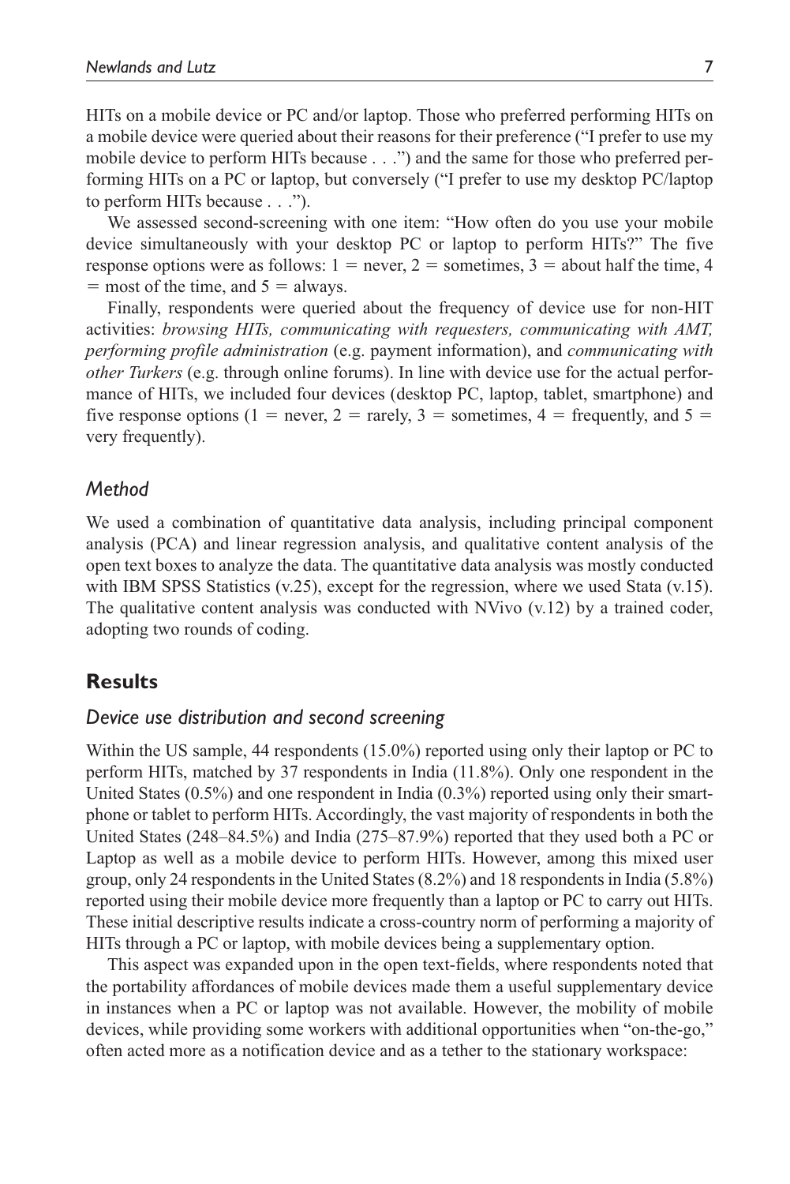HITs on a mobile device or PC and/or laptop. Those who preferred performing HITs on a mobile device were queried about their reasons for their preference ("I prefer to use my mobile device to perform HITs because . . .") and the same for those who preferred performing HITs on a PC or laptop, but conversely ("I prefer to use my desktop PC/laptop to perform HITs because . . .").

We assessed second-screening with one item: "How often do you use your mobile device simultaneously with your desktop PC or laptop to perform HITs?" The five response options were as follows: 1 = never, 2 = sometimes, 3 = about half the time, 4 = most of the time, and 5 = always.

Finally, respondents were queried about the frequency of device use for non-HIT activities: *browsing HITs, communicating with requesters, communicating with AMT, performing profile administration* (e.g. payment information), and *communicating with other Turkers* (e.g. through online forums). In line with device use for the actual performance of HITs, we included four devices (desktop PC, laptop, tablet, smartphone) and five response options (1 = never, 2 = rarely, 3 = sometimes, 4 = frequently, and 5 = very frequently).

### *Method*

We used a combination of quantitative data analysis, including principal component analysis (PCA) and linear regression analysis, and qualitative content analysis of the open text boxes to analyze the data. The quantitative data analysis was mostly conducted with IBM SPSS Statistics (v.25), except for the regression, where we used Stata (v.15). The qualitative content analysis was conducted with NVivo (v.12) by a trained coder, adopting two rounds of coding.

## Results

### *Device use distribution and second screening*

Within the US sample, 44 respondents (15.0%) reported using only their laptop or PC to perform HITs, matched by 37 respondents in India (11.8%). Only one respondent in the United States (0.5%) and one respondent in India (0.3%) reported using only their smartphone or tablet to perform HITs. Accordingly, the vast majority of respondents in both the United States (248–84.5%) and India (275–87.9%) reported that they used both a PC or Laptop as well as a mobile device to perform HITs. However, among this mixed user group, only 24 respondents in the United States (8.2%) and 18 respondents in India (5.8%) reported using their mobile device more frequently than a laptop or PC to carry out HITs. These initial descriptive results indicate a cross-country norm of performing a majority of HITs through a PC or laptop, with mobile devices being a supplementary option.

This aspect was expanded upon in the open text-fields, where respondents noted that the portability affordances of mobile devices made them a useful supplementary device in instances when a PC or laptop was not available. However, the mobility of mobile devices, while providing some workers with additional opportunities when "on-the-go," often acted more as a notification device and as a tether to the stationary workspace: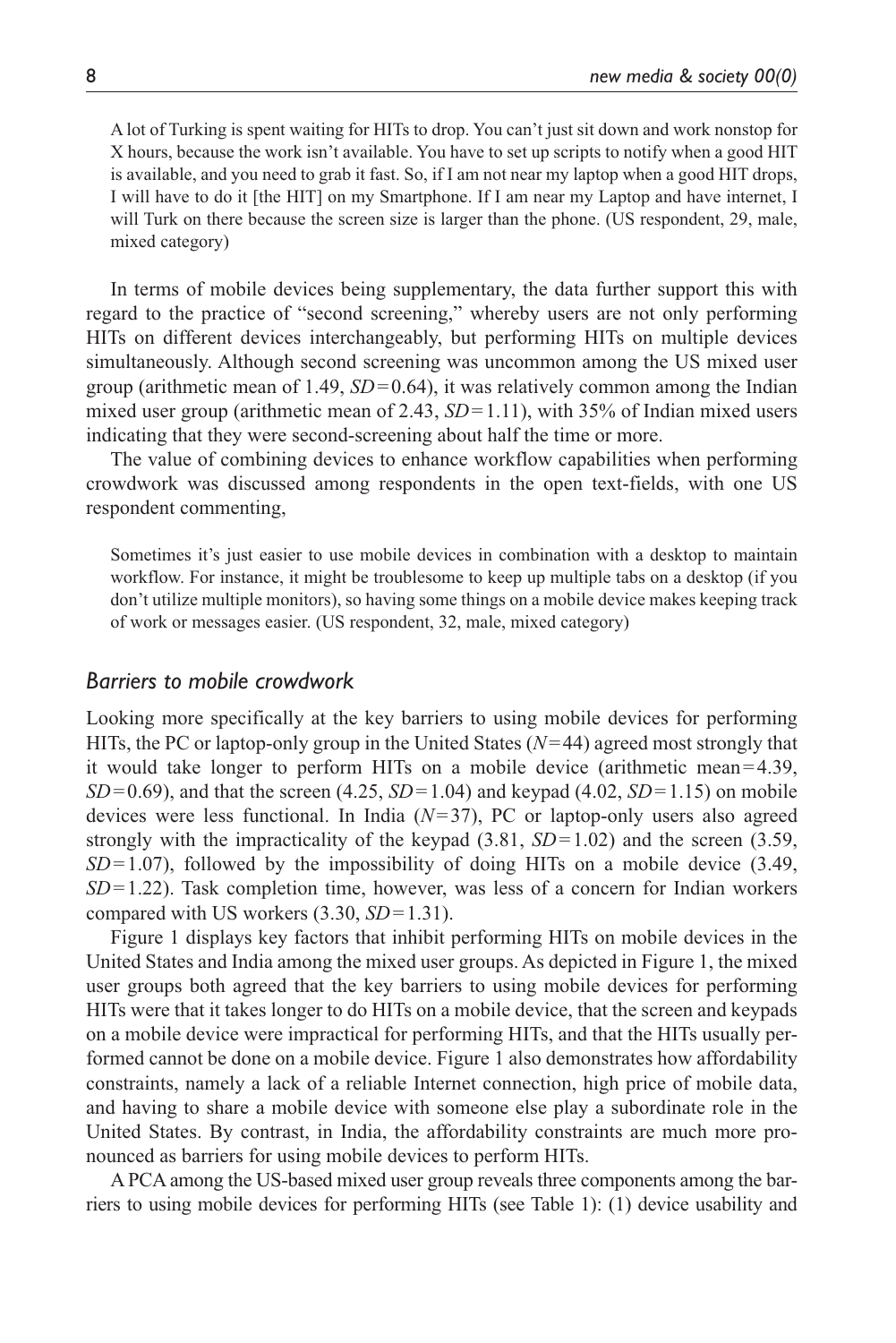> A lot of Turking is spent waiting for HITs to drop. You can't just sit down and work nonstop for X hours, because the work isn't available. You have to set up scripts to notify when a good HIT is available, and you need to grab it fast. So, if I am not near my laptop when a good HIT drops, I will have to do it [the HIT] on my Smartphone. If I am near my Laptop and have internet, I will Turk on there because the screen size is larger than the phone. (US respondent, 29, male, mixed category)

In terms of mobile devices being supplementary, the data further support this with regard to the practice of "second screening," whereby users are not only performing HITs on different devices interchangeably, but performing HITs on multiple devices simultaneously. Although second screening was uncommon among the US mixed user group (arithmetic mean of 1.49, $SD=0.64$), it was relatively common among the Indian mixed user group (arithmetic mean of 2.43, $SD=1.11$), with 35% of Indian mixed users indicating that they were second-screening about half the time or more.

The value of combining devices to enhance workflow capabilities when performing crowdwork was discussed among respondents in the open text-fields, with one US respondent commenting,

> Sometimes it's just easier to use mobile devices in combination with a desktop to maintain workflow. For instance, it might be troublesome to keep up multiple tabs on a desktop (if you don't utilize multiple monitors), so having some things on a mobile device makes keeping track of work or messages easier. (US respondent, 32, male, mixed category)

### *Barriers to mobile crowdwork*

Looking more specifically at the key barriers to using mobile devices for performing HITs, the PC or laptop-only group in the United States ($N=44$) agreed most strongly that it would take longer to perform HITs on a mobile device (arithmetic mean = 4.39, $SD=0.69$), and that the screen (4.25, $SD=1.04$) and keypad (4.02, $SD=1.15$) on mobile devices were less functional. In India ($N=37$), PC or laptop-only users also agreed strongly with the impracticality of the keypad (3.81, $SD=1.02$) and the screen (3.59, $SD=1.07$), followed by the impossibility of doing HITs on a mobile device (3.49, $SD=1.22$). Task completion time, however, was less of a concern for Indian workers compared with US workers (3.30, $SD=1.31$).

Figure 1 displays key factors that inhibit performing HITs on mobile devices in the United States and India among the mixed user groups. As depicted in Figure 1, the mixed user groups both agreed that the key barriers to using mobile devices for performing HITs were that it takes longer to do HITs on a mobile device, that the screen and keypads on a mobile device were impractical for performing HITs, and that the HITs usually performed cannot be done on a mobile device. Figure 1 also demonstrates how affordability constraints, namely a lack of a reliable Internet connection, high price of mobile data, and having to share a mobile device with someone else play a subordinate role in the United States. By contrast, in India, the affordability constraints are much more pronounced as barriers for using mobile devices to perform HITs.

A PCA among the US-based mixed user group reveals three components among the barriers to using mobile devices for performing HITs (see Table 1): (1) device usability and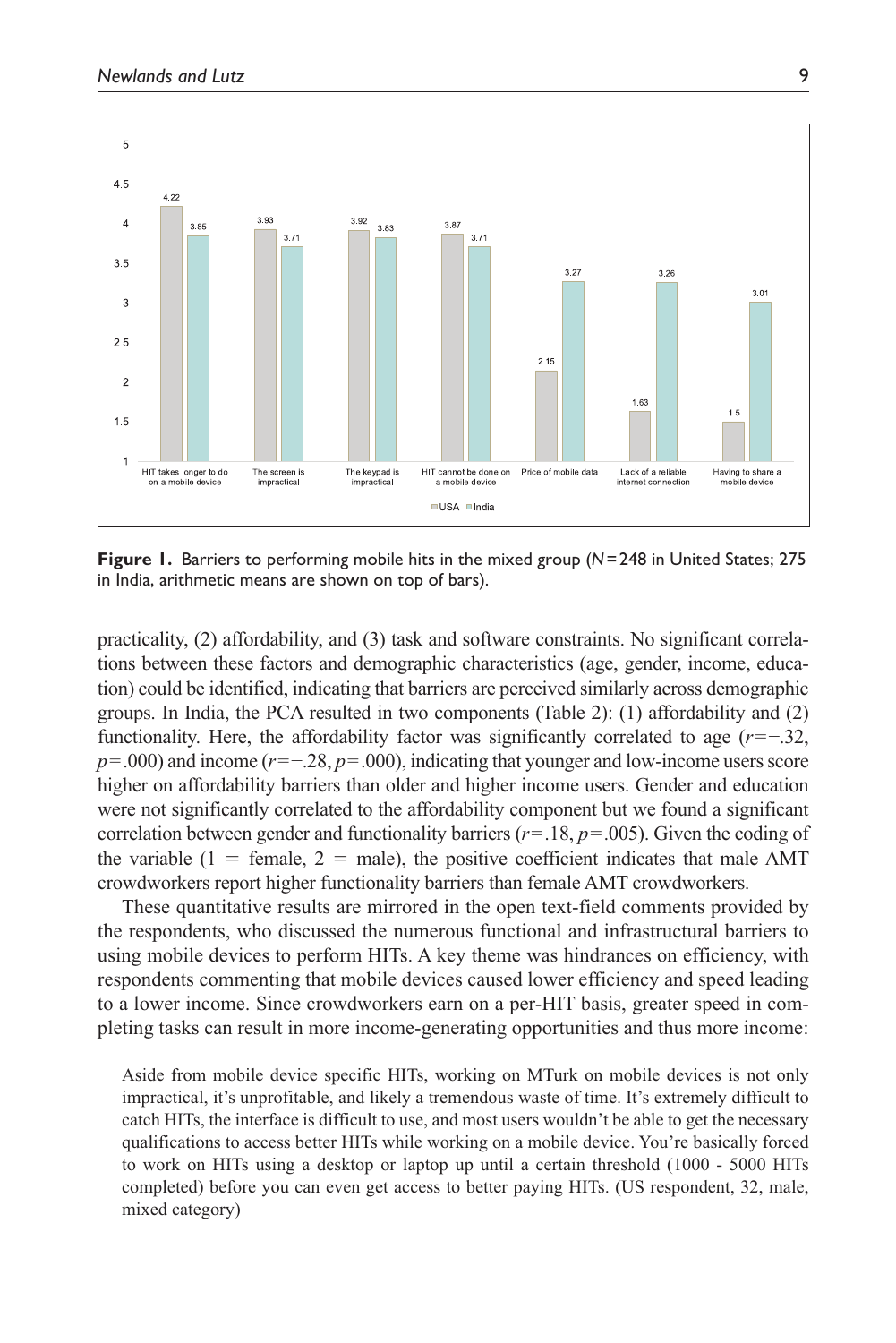**Figure 1.** Barriers to performing mobile hits in the mixed group ($N$ = 248 in United States; 275 in India, arithmetic means are shown on top of bars).

practicality, (2) affordability, and (3) task and software constraints. No significant correlations between these factors and demographic characteristics (age, gender, income, education) could be identified, indicating that barriers are perceived similarly across demographic groups. In India, the PCA resulted in two components (Table 2): (1) affordability and (2) functionality. Here, the affordability factor was significantly correlated to age ($r = -.32$, $p = .000$) and income ($r = -.28$, $p = .000$), indicating that younger and low-income users score higher on affordability barriers than older and higher income users. Gender and education were not significantly correlated to the affordability component but we found a significant correlation between gender and functionality barriers ($r = .18$, $p = .005$). Given the coding of the variable (1 = female, 2 = male), the positive coefficient indicates that male AMT crowdworkers report higher functionality barriers than female AMT crowdworkers.

These quantitative results are mirrored in the open text-field comments provided by the respondents, who discussed the numerous functional and infrastructural barriers to using mobile devices to perform HITs. A key theme was hindrances on efficiency, with respondents commenting that mobile devices caused lower efficiency and speed leading to a lower income. Since crowdworkers earn on a per-HIT basis, greater speed in completing tasks can result in more income-generating opportunities and thus more income:

> Aside from mobile device specific HITs, working on MTurk on mobile devices is not only impractical, it's unprofitable, and likely a tremendous waste of time. It's extremely difficult to catch HITs, the interface is difficult to use, and most users wouldn't be able to get the necessary qualifications to access better HITs while working on a mobile device. You're basically forced to work on HITs using a desktop or laptop up until a certain threshold (1000 - 5000 HITs completed) before you can even get access to better paying HITs. (US respondent, 32, male, mixed category)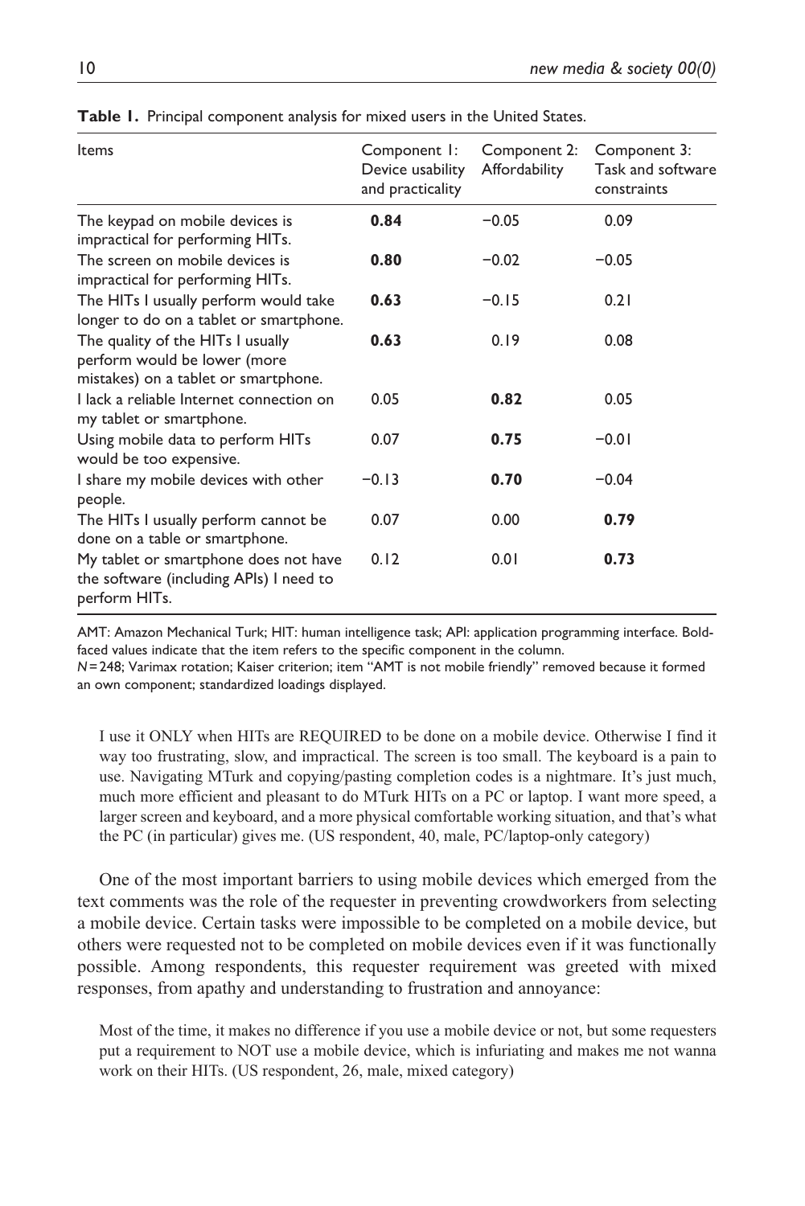**Table 1.** Principal component analysis for mixed users in the United States.

| Items | Component 1: Device usability and practicality | Component 2: Affordability | Component 3: Task and software constraints |
|---|---|---|---|
| The keypad on mobile devices is impractical for performing HITs. | **0.84** | −0.05 | 0.09 |
| The screen on mobile devices is impractical for performing HITs. | **0.80** | −0.02 | −0.05 |
| The HITs I usually perform would take longer to do on a tablet or smartphone. | **0.63** | −0.15 | 0.21 |
| The quality of the HITs I usually perform would be lower (more mistakes) on a tablet or smartphone. | **0.63** | 0.19 | 0.08 |
| I lack a reliable Internet connection on my tablet or smartphone. | 0.05 | **0.82** | 0.05 |
| Using mobile data to perform HITs would be too expensive. | 0.07 | **0.75** | −0.01 |
| I share my mobile devices with other people. | −0.13 | **0.70** | −0.04 |
| The HITs I usually perform cannot be done on a table or smartphone. | 0.07 | 0.00 | **0.79** |
| My tablet or smartphone does not have the software (including APIs) I need to perform HITs. | 0.12 | 0.01 | **0.73** |

AMT: Amazon Mechanical Turk; HIT: human intelligence task; API: application programming interface. Boldfaced values indicate that the item refers to the specific component in the column.
*N* = 248; Varimax rotation; Kaiser criterion; item "AMT is not mobile friendly" removed because it formed an own component; standardized loadings displayed.

> I use it ONLY when HITs are REQUIRED to be done on a mobile device. Otherwise I find it way too frustrating, slow, and impractical. The screen is too small. The keyboard is a pain to use. Navigating MTurk and copying/pasting completion codes is a nightmare. It's just much, much more efficient and pleasant to do MTurk HITs on a PC or laptop. I want more speed, a larger screen and keyboard, and a more physical comfortable working situation, and that's what the PC (in particular) gives me. (US respondent, 40, male, PC/laptop-only category)

One of the most important barriers to using mobile devices which emerged from the text comments was the role of the requester in preventing crowdworkers from selecting a mobile device. Certain tasks were impossible to be completed on a mobile device, but others were requested not to be completed on mobile devices even if it was functionally possible. Among respondents, this requester requirement was greeted with mixed responses, from apathy and understanding to frustration and annoyance:

> Most of the time, it makes no difference if you use a mobile device or not, but some requesters put a requirement to NOT use a mobile device, which is infuriating and makes me not wanna work on their HITs. (US respondent, 26, male, mixed category)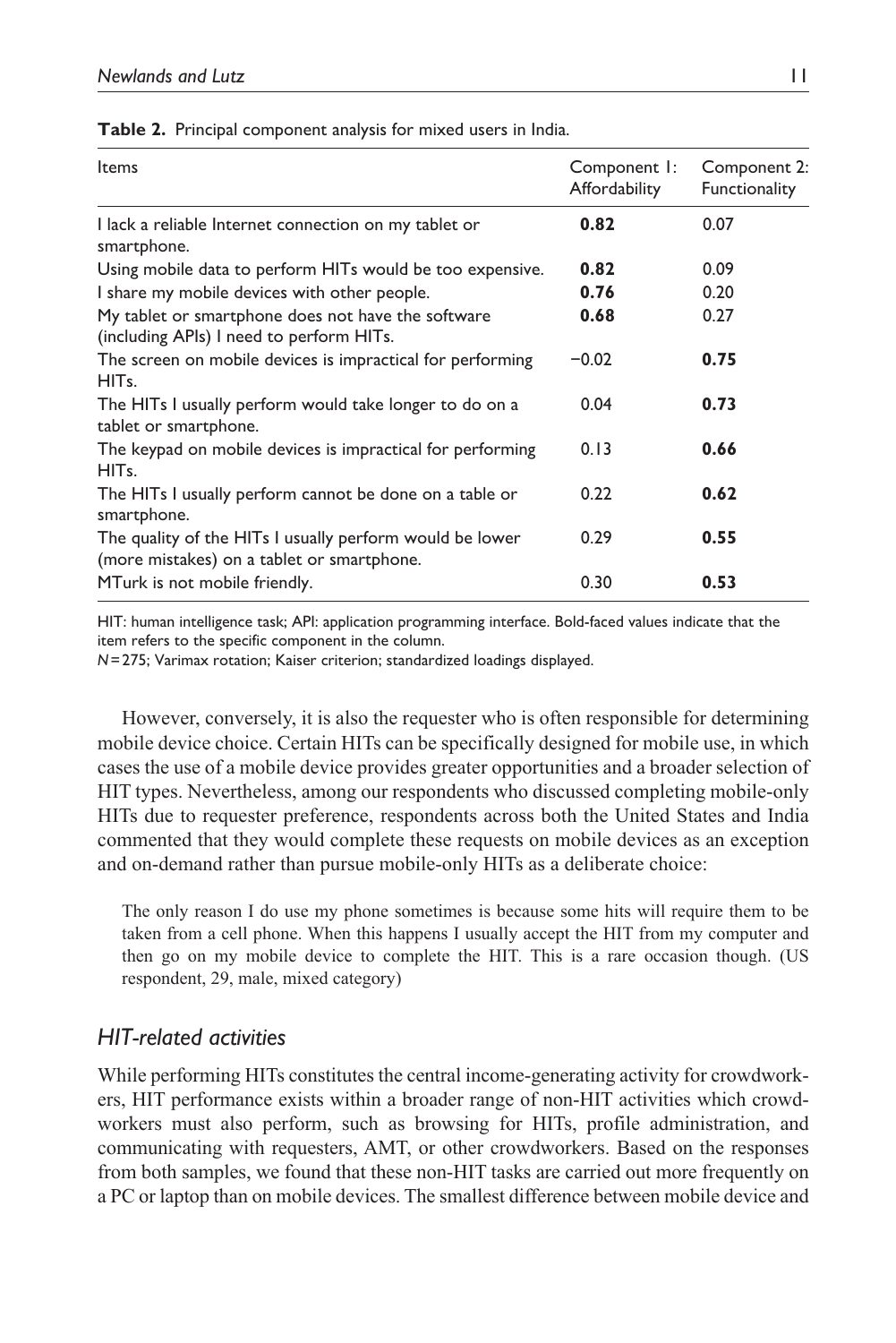**Table 2.** Principal component analysis for mixed users in India.

| Items | Component 1: Affordability | Component 2: Functionality |
|---|---|---|
| I lack a reliable Internet connection on my tablet or smartphone. | **0.82** | 0.07 |
| Using mobile data to perform HITs would be too expensive. | **0.82** | 0.09 |
| I share my mobile devices with other people. | **0.76** | 0.20 |
| My tablet or smartphone does not have the software (including APIs) I need to perform HITs. | **0.68** | 0.27 |
| The screen on mobile devices is impractical for performing HITs. | −0.02 | **0.75** |
| The HITs I usually perform would take longer to do on a tablet or smartphone. | 0.04 | **0.73** |
| The keypad on mobile devices is impractical for performing HITs. | 0.13 | **0.66** |
| The HITs I usually perform cannot be done on a table or smartphone. | 0.22 | **0.62** |
| The quality of the HITs I usually perform would be lower (more mistakes) on a tablet or smartphone. | 0.29 | **0.55** |
| MTurk is not mobile friendly. | 0.30 | **0.53** |

HIT: human intelligence task; API: application programming interface. Bold-faced values indicate that the item refers to the specific component in the column.
*N* = 275; Varimax rotation; Kaiser criterion; standardized loadings displayed.

However, conversely, it is also the requester who is often responsible for determining mobile device choice. Certain HITs can be specifically designed for mobile use, in which cases the use of a mobile device provides greater opportunities and a broader selection of HIT types. Nevertheless, among our respondents who discussed completing mobile-only HITs due to requester preference, respondents across both the United States and India commented that they would complete these requests on mobile devices as an exception and on-demand rather than pursue mobile-only HITs as a deliberate choice:

> The only reason I do use my phone sometimes is because some hits will require them to be taken from a cell phone. When this happens I usually accept the HIT from my computer and then go on my mobile device to complete the HIT. This is a rare occasion though. (US respondent, 29, male, mixed category)

### *HIT-related activities*

While performing HITs constitutes the central income-generating activity for crowdworkers, HIT performance exists within a broader range of non-HIT activities which crowdworkers must also perform, such as browsing for HITs, profile administration, and communicating with requesters, AMT, or other crowdworkers. Based on the responses from both samples, we found that these non-HIT tasks are carried out more frequently on a PC or laptop than on mobile devices. The smallest difference between mobile device and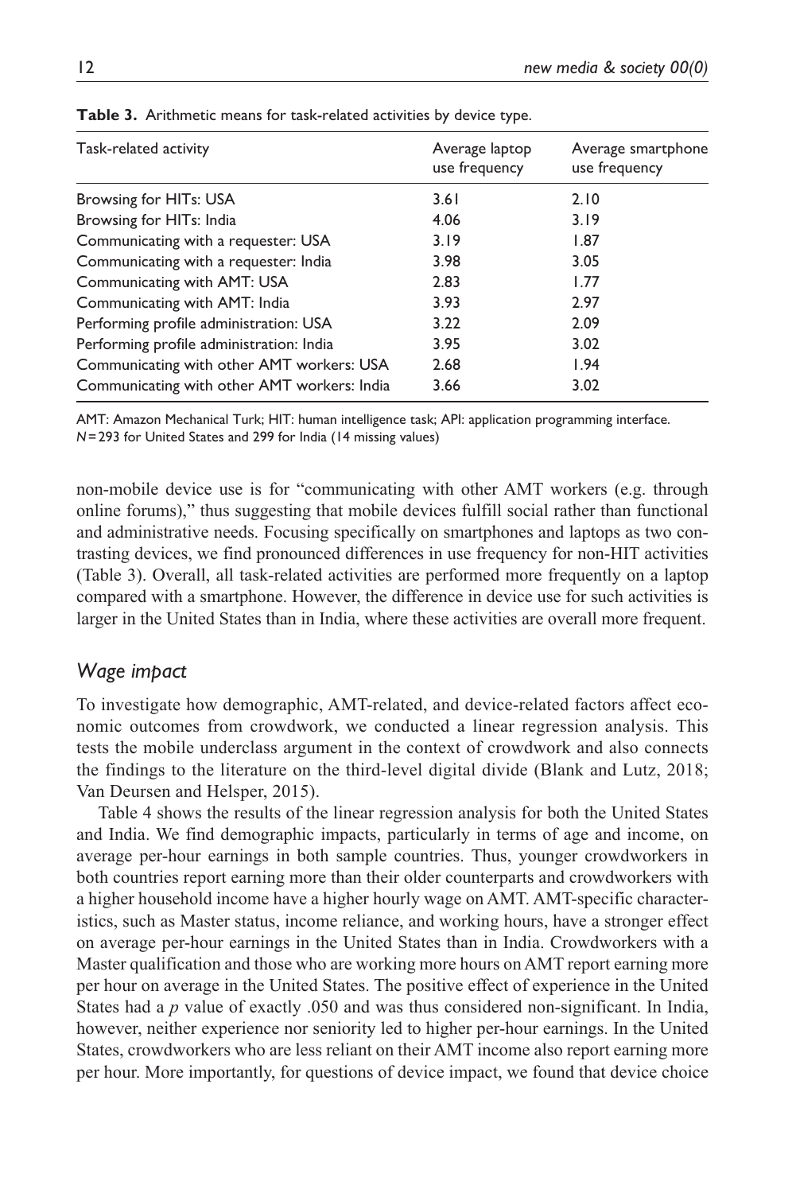**Table 3.** Arithmetic means for task-related activities by device type.

| Task-related activity | Average laptop use frequency | Average smartphone use frequency |
|---|---|---|
| Browsing for HITs: USA | 3.61 | 2.10 |
| Browsing for HITs: India | 4.06 | 3.19 |
| Communicating with a requester: USA | 3.19 | 1.87 |
| Communicating with a requester: India | 3.98 | 3.05 |
| Communicating with AMT: USA | 2.83 | 1.77 |
| Communicating with AMT: India | 3.93 | 2.97 |
| Performing profile administration: USA | 3.22 | 2.09 |
| Performing profile administration: India | 3.95 | 3.02 |
| Communicating with other AMT workers: USA | 2.68 | 1.94 |
| Communicating with other AMT workers: India | 3.66 | 3.02 |

AMT: Amazon Mechanical Turk; HIT: human intelligence task; API: application programming interface.
*N* = 293 for United States and 299 for India (14 missing values)

non-mobile device use is for "communicating with other AMT workers (e.g. through online forums)," thus suggesting that mobile devices fulfill social rather than functional and administrative needs. Focusing specifically on smartphones and laptops as two contrasting devices, we find pronounced differences in use frequency for non-HIT activities (Table 3). Overall, all task-related activities are performed more frequently on a laptop compared with a smartphone. However, the difference in device use for such activities is larger in the United States than in India, where these activities are overall more frequent.

### *Wage impact*

To investigate how demographic, AMT-related, and device-related factors affect economic outcomes from crowdwork, we conducted a linear regression analysis. This tests the mobile underclass argument in the context of crowdwork and also connects the findings to the literature on the third-level digital divide (Blank and Lutz, 2018; Van Deursen and Helsper, 2015).

Table 4 shows the results of the linear regression analysis for both the United States and India. We find demographic impacts, particularly in terms of age and income, on average per-hour earnings in both sample countries. Thus, younger crowdworkers in both countries report earning more than their older counterparts and crowdworkers with a higher household income have a higher hourly wage on AMT. AMT-specific characteristics, such as Master status, income reliance, and working hours, have a stronger effect on average per-hour earnings in the United States than in India. Crowdworkers with a Master qualification and those who are working more hours on AMT report earning more per hour on average in the United States. The positive effect of experience in the United States had a $p$ value of exactly .050 and was thus considered non-significant. In India, however, neither experience nor seniority led to higher per-hour earnings. In the United States, crowdworkers who are less reliant on their AMT income also report earning more per hour. More importantly, for questions of device impact, we found that device choice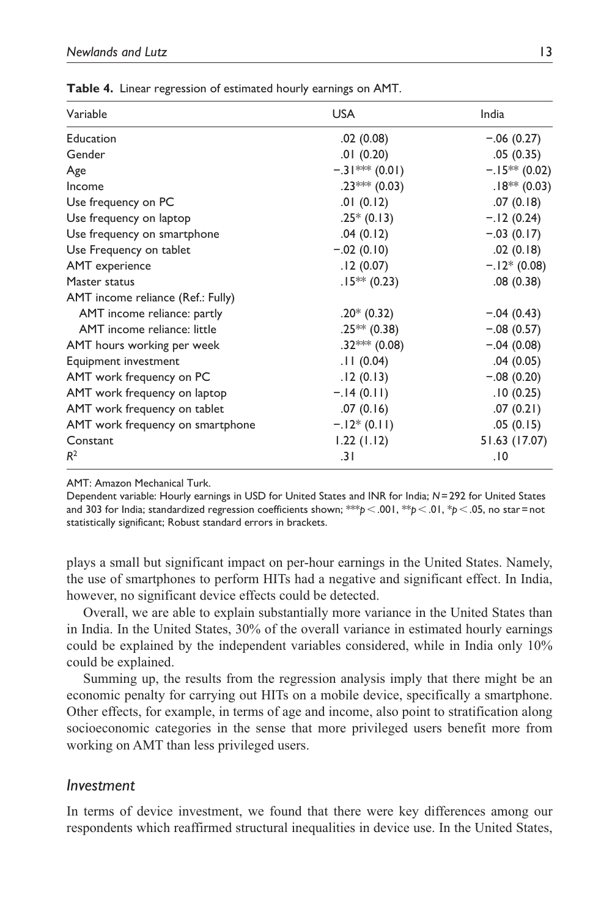**Table 4.** Linear regression of estimated hourly earnings on AMT.

| Variable | USA | India |
|---|---|---|
| Education | .02 (0.08) | −.06 (0.27) |
| Gender | .01 (0.20) | .05 (0.35) |
| Age | −.31*** (0.01) | −.15** (0.02) |
| Income | .23*** (0.03) | .18** (0.03) |
| Use frequency on PC | .01 (0.12) | .07 (0.18) |
| Use frequency on laptop | .25* (0.13) | −.12 (0.24) |
| Use frequency on smartphone | .04 (0.12) | −.03 (0.17) |
| Use Frequency on tablet | −.02 (0.10) | .02 (0.18) |
| AMT experience | .12 (0.07) | −.12* (0.08) |
| Master status | .15** (0.23) | .08 (0.38) |
| AMT income reliance (Ref.: Fully) | | |
| AMT income reliance: partly | .20* (0.32) | −.04 (0.43) |
| AMT income reliance: little | .25** (0.38) | −.08 (0.57) |
| AMT hours working per week | .32*** (0.08) | −.04 (0.08) |
| Equipment investment | .11 (0.04) | .04 (0.05) |
| AMT work frequency on PC | .12 (0.13) | −.08 (0.20) |
| AMT work frequency on laptop | −.14 (0.11) | .10 (0.25) |
| AMT work frequency on tablet | .07 (0.16) | .07 (0.21) |
| AMT work frequency on smartphone | −.12* (0.11) | .05 (0.15) |
| Constant | 1.22 (1.12) | 51.63 (17.07) |
| $R^2$ | .31 | .10 |

AMT: Amazon Mechanical Turk.

Dependent variable: Hourly earnings in USD for United States and INR for India; $N = 292$ for United States and 303 for India; standardized regression coefficients shown; $^{***}p < .001$, $^{**}p < .01$, $^{*}p < .05$, no star = not statistically significant; Robust standard errors in brackets.

plays a small but significant impact on per-hour earnings in the United States. Namely, the use of smartphones to perform HITs had a negative and significant effect. In India, however, no significant device effects could be detected.

Overall, we are able to explain substantially more variance in the United States than in India. In the United States, 30% of the overall variance in estimated hourly earnings could be explained by the independent variables considered, while in India only 10% could be explained.

Summing up, the results from the regression analysis imply that there might be an economic penalty for carrying out HITs on a mobile device, specifically a smartphone. Other effects, for example, in terms of age and income, also point to stratification along socioeconomic categories in the sense that more privileged users benefit more from working on AMT than less privileged users.

### *Investment*

In terms of device investment, we found that there were key differences among our respondents which reaffirmed structural inequalities in device use. In the United States,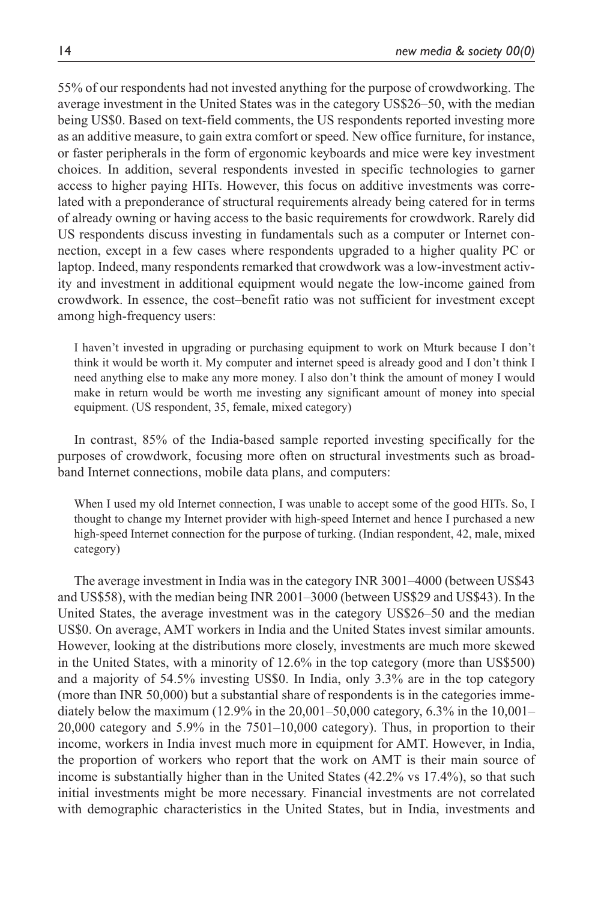55% of our respondents had not invested anything for the purpose of crowdworking. The average investment in the United States was in the category US$26–50, with the median being US$0. Based on text-field comments, the US respondents reported investing more as an additive measure, to gain extra comfort or speed. New office furniture, for instance, or faster peripherals in the form of ergonomic keyboards and mice were key investment choices. In addition, several respondents invested in specific technologies to garner access to higher paying HITs. However, this focus on additive investments was correlated with a preponderance of structural requirements already being catered for in terms of already owning or having access to the basic requirements for crowdwork. Rarely did US respondents discuss investing in fundamentals such as a computer or Internet connection, except in a few cases where respondents upgraded to a higher quality PC or laptop. Indeed, many respondents remarked that crowdwork was a low-investment activity and investment in additional equipment would negate the low-income gained from crowdwork. In essence, the cost–benefit ratio was not sufficient for investment except among high-frequency users:

> I haven't invested in upgrading or purchasing equipment to work on Mturk because I don't think it would be worth it. My computer and internet speed is already good and I don't think I need anything else to make any more money. I also don't think the amount of money I would make in return would be worth me investing any significant amount of money into special equipment. (US respondent, 35, female, mixed category)

In contrast, 85% of the India-based sample reported investing specifically for the purposes of crowdwork, focusing more often on structural investments such as broadband Internet connections, mobile data plans, and computers:

> When I used my old Internet connection, I was unable to accept some of the good HITs. So, I thought to change my Internet provider with high-speed Internet and hence I purchased a new high-speed Internet connection for the purpose of turking. (Indian respondent, 42, male, mixed category)

The average investment in India was in the category INR 3001–4000 (between US$43 and US$58), with the median being INR 2001–3000 (between US$29 and US$43). In the United States, the average investment was in the category US$26–50 and the median US$0. On average, AMT workers in India and the United States invest similar amounts. However, looking at the distributions more closely, investments are much more skewed in the United States, with a minority of 12.6% in the top category (more than US$500) and a majority of 54.5% investing US$0. In India, only 3.3% are in the top category (more than INR 50,000) but a substantial share of respondents is in the categories immediately below the maximum (12.9% in the 20,001–50,000 category, 6.3% in the 10,001–20,000 category and 5.9% in the 7501–10,000 category). Thus, in proportion to their income, workers in India invest much more in equipment for AMT. However, in India, the proportion of workers who report that the work on AMT is their main source of income is substantially higher than in the United States (42.2% vs 17.4%), so that such initial investments might be more necessary. Financial investments are not correlated with demographic characteristics in the United States, but in India, investments and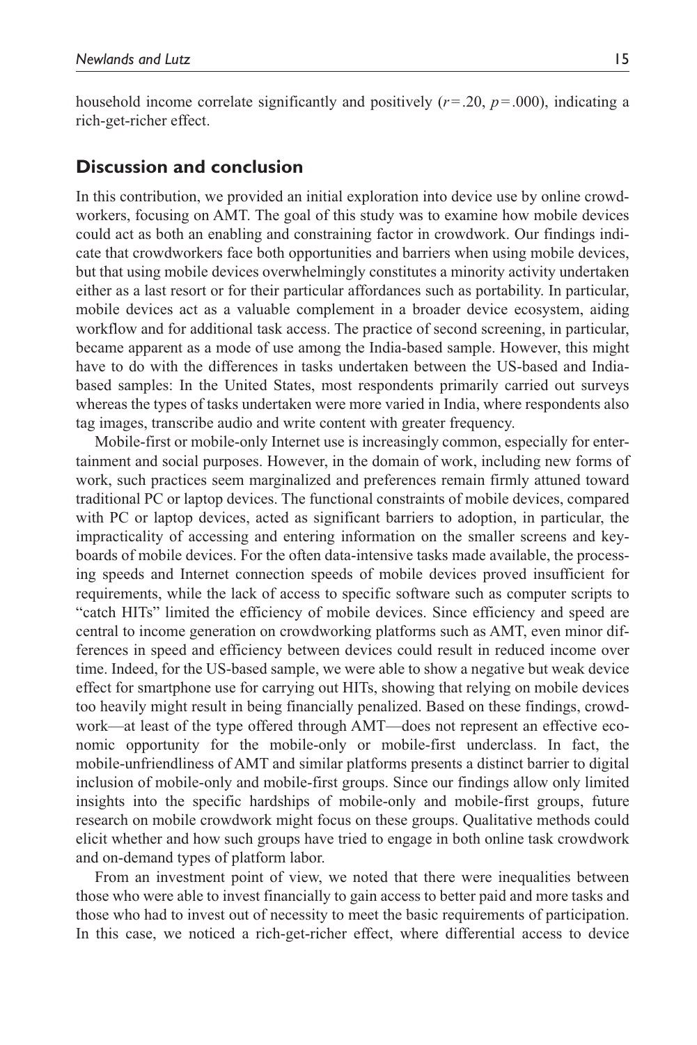household income correlate significantly and positively ($r = .20$, $p = .000$), indicating a rich-get-richer effect.

## Discussion and conclusion

In this contribution, we provided an initial exploration into device use by online crowdworkers, focusing on AMT. The goal of this study was to examine how mobile devices could act as both an enabling and constraining factor in crowdwork. Our findings indicate that crowdworkers face both opportunities and barriers when using mobile devices, but that using mobile devices overwhelmingly constitutes a minority activity undertaken either as a last resort or for their particular affordances such as portability. In particular, mobile devices act as a valuable complement in a broader device ecosystem, aiding workflow and for additional task access. The practice of second screening, in particular, became apparent as a mode of use among the India-based sample. However, this might have to do with the differences in tasks undertaken between the US-based and India-based samples: In the United States, most respondents primarily carried out surveys whereas the types of tasks undertaken were more varied in India, where respondents also tag images, transcribe audio and write content with greater frequency.

Mobile-first or mobile-only Internet use is increasingly common, especially for entertainment and social purposes. However, in the domain of work, including new forms of work, such practices seem marginalized and preferences remain firmly attuned toward traditional PC or laptop devices. The functional constraints of mobile devices, compared with PC or laptop devices, acted as significant barriers to adoption, in particular, the impracticality of accessing and entering information on the smaller screens and keyboards of mobile devices. For the often data-intensive tasks made available, the processing speeds and Internet connection speeds of mobile devices proved insufficient for requirements, while the lack of access to specific software such as computer scripts to "catch HITs" limited the efficiency of mobile devices. Since efficiency and speed are central to income generation on crowdworking platforms such as AMT, even minor differences in speed and efficiency between devices could result in reduced income over time. Indeed, for the US-based sample, we were able to show a negative but weak device effect for smartphone use for carrying out HITs, showing that relying on mobile devices too heavily might result in being financially penalized. Based on these findings, crowdwork—at least of the type offered through AMT—does not represent an effective economic opportunity for the mobile-only or mobile-first underclass. In fact, the mobile-unfriendliness of AMT and similar platforms presents a distinct barrier to digital inclusion of mobile-only and mobile-first groups. Since our findings allow only limited insights into the specific hardships of mobile-only and mobile-first groups, future research on mobile crowdwork might focus on these groups. Qualitative methods could elicit whether and how such groups have tried to engage in both online task crowdwork and on-demand types of platform labor.

From an investment point of view, we noted that there were inequalities between those who were able to invest financially to gain access to better paid and more tasks and those who had to invest out of necessity to meet the basic requirements of participation. In this case, we noticed a rich-get-richer effect, where differential access to device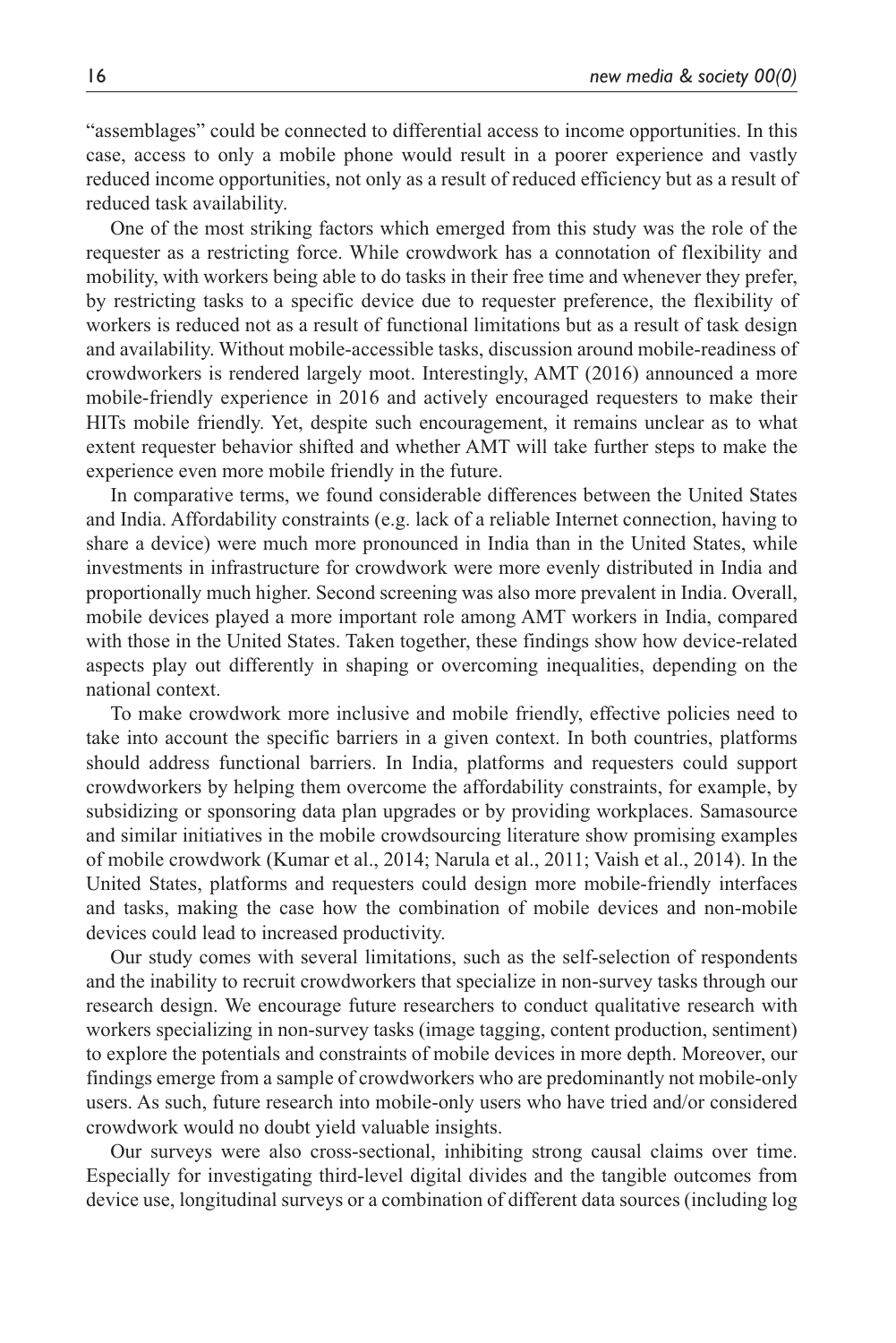"assemblages" could be connected to differential access to income opportunities. In this case, access to only a mobile phone would result in a poorer experience and vastly reduced income opportunities, not only as a result of reduced efficiency but as a result of reduced task availability.

One of the most striking factors which emerged from this study was the role of the requester as a restricting force. While crowdwork has a connotation of flexibility and mobility, with workers being able to do tasks in their free time and whenever they prefer, by restricting tasks to a specific device due to requester preference, the flexibility of workers is reduced not as a result of functional limitations but as a result of task design and availability. Without mobile-accessible tasks, discussion around mobile-readiness of crowdworkers is rendered largely moot. Interestingly, AMT (2016) announced a more mobile-friendly experience in 2016 and actively encouraged requesters to make their HITs mobile friendly. Yet, despite such encouragement, it remains unclear as to what extent requester behavior shifted and whether AMT will take further steps to make the experience even more mobile friendly in the future.

In comparative terms, we found considerable differences between the United States and India. Affordability constraints (e.g. lack of a reliable Internet connection, having to share a device) were much more pronounced in India than in the United States, while investments in infrastructure for crowdwork were more evenly distributed in India and proportionally much higher. Second screening was also more prevalent in India. Overall, mobile devices played a more important role among AMT workers in India, compared with those in the United States. Taken together, these findings show how device-related aspects play out differently in shaping or overcoming inequalities, depending on the national context.

To make crowdwork more inclusive and mobile friendly, effective policies need to take into account the specific barriers in a given context. In both countries, platforms should address functional barriers. In India, platforms and requesters could support crowdworkers by helping them overcome the affordability constraints, for example, by subsidizing or sponsoring data plan upgrades or by providing workplaces. Samasource and similar initiatives in the mobile crowdsourcing literature show promising examples of mobile crowdwork (Kumar et al., 2014; Narula et al., 2011; Vaish et al., 2014). In the United States, platforms and requesters could design more mobile-friendly interfaces and tasks, making the case how the combination of mobile devices and non-mobile devices could lead to increased productivity.

Our study comes with several limitations, such as the self-selection of respondents and the inability to recruit crowdworkers that specialize in non-survey tasks through our research design. We encourage future researchers to conduct qualitative research with workers specializing in non-survey tasks (image tagging, content production, sentiment) to explore the potentials and constraints of mobile devices in more depth. Moreover, our findings emerge from a sample of crowdworkers who are predominantly not mobile-only users. As such, future research into mobile-only users who have tried and/or considered crowdwork would no doubt yield valuable insights.

Our surveys were also cross-sectional, inhibiting strong causal claims over time. Especially for investigating third-level digital divides and the tangible outcomes from device use, longitudinal surveys or a combination of different data sources (including log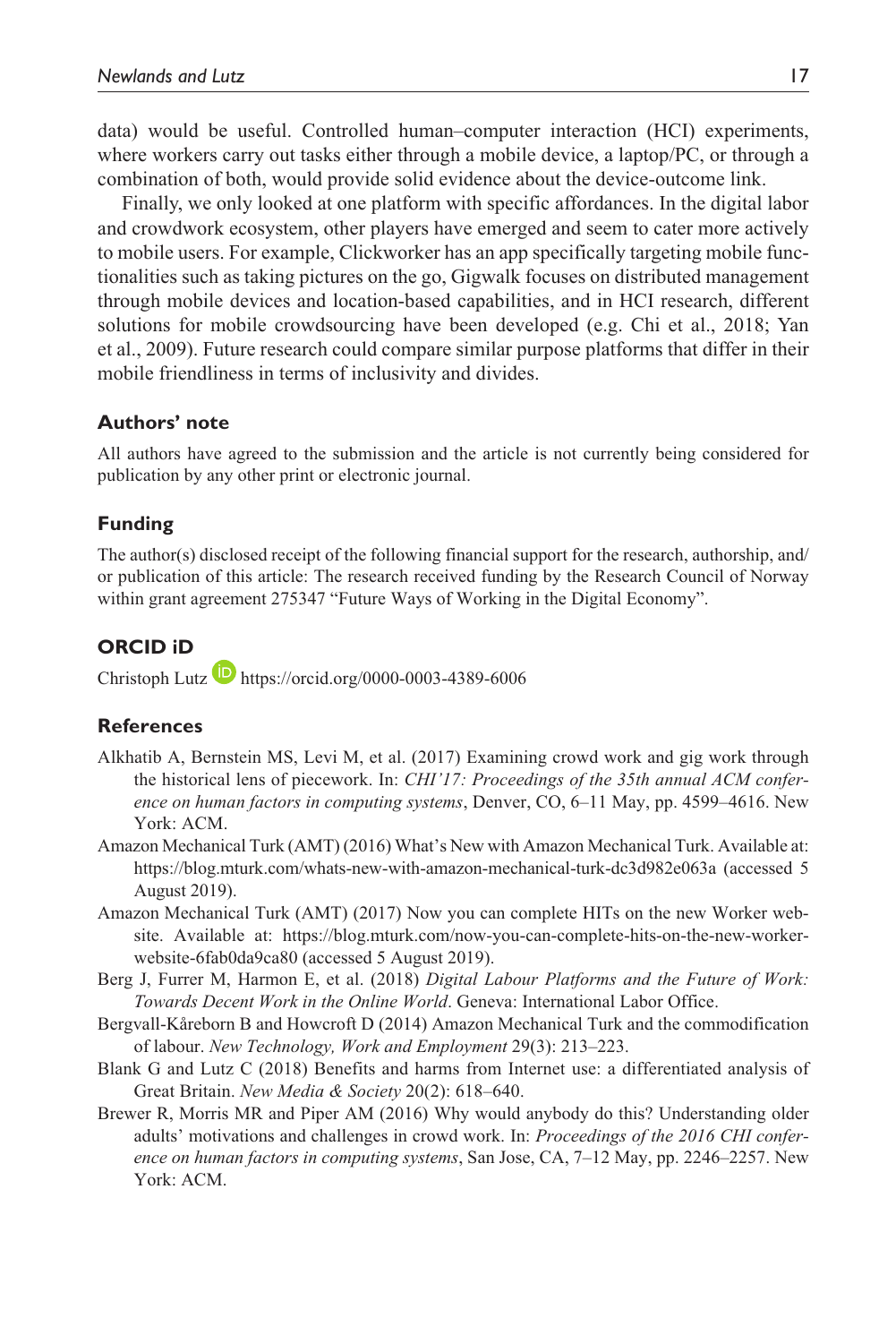data) would be useful. Controlled human–computer interaction (HCI) experiments, where workers carry out tasks either through a mobile device, a laptop/PC, or through a combination of both, would provide solid evidence about the device-outcome link.

Finally, we only looked at one platform with specific affordances. In the digital labor and crowdwork ecosystem, other players have emerged and seem to cater more actively to mobile users. For example, Clickworker has an app specifically targeting mobile functionalities such as taking pictures on the go, Gigwalk focuses on distributed management through mobile devices and location-based capabilities, and in HCI research, different solutions for mobile crowdsourcing have been developed (e.g. Chi et al., 2018; Yan et al., 2009). Future research could compare similar purpose platforms that differ in their mobile friendliness in terms of inclusivity and divides.

## Authors' note

All authors have agreed to the submission and the article is not currently being considered for publication by any other print or electronic journal.

## Funding

The author(s) disclosed receipt of the following financial support for the research, authorship, and/or publication of this article: The research received funding by the Research Council of Norway within grant agreement 275347 "Future Ways of Working in the Digital Economy".

## ORCID iD

Christoph Lutz https://orcid.org/0000-0003-4389-6006

## References

Alkhatib A, Bernstein MS, Levi M, et al. (2017) Examining crowd work and gig work through the historical lens of piecework. In: *CHI'17: Proceedings of the 35th annual ACM conference on human factors in computing systems*, Denver, CO, 6–11 May, pp. 4599–4616. New York: ACM.

Amazon Mechanical Turk (AMT) (2016) What's New with Amazon Mechanical Turk. Available at: https://blog.mturk.com/whats-new-with-amazon-mechanical-turk-dc3d982e063a (accessed 5 August 2019).

Amazon Mechanical Turk (AMT) (2017) Now you can complete HITs on the new Worker website. Available at: https://blog.mturk.com/now-you-can-complete-hits-on-the-new-worker-website-6fab0da9ca80 (accessed 5 August 2019).

Berg J, Furrer M, Harmon E, et al. (2018) *Digital Labour Platforms and the Future of Work: Towards Decent Work in the Online World*. Geneva: International Labor Office.

Bergvall-Kåreborn B and Howcroft D (2014) Amazon Mechanical Turk and the commodification of labour. *New Technology, Work and Employment* 29(3): 213–223.

Blank G and Lutz C (2018) Benefits and harms from Internet use: a differentiated analysis of Great Britain. *New Media & Society* 20(2): 618–640.

Brewer R, Morris MR and Piper AM (2016) Why would anybody do this? Understanding older adults' motivations and challenges in crowd work. In: *Proceedings of the 2016 CHI conference on human factors in computing systems*, San Jose, CA, 7–12 May, pp. 2246–2257. New York: ACM.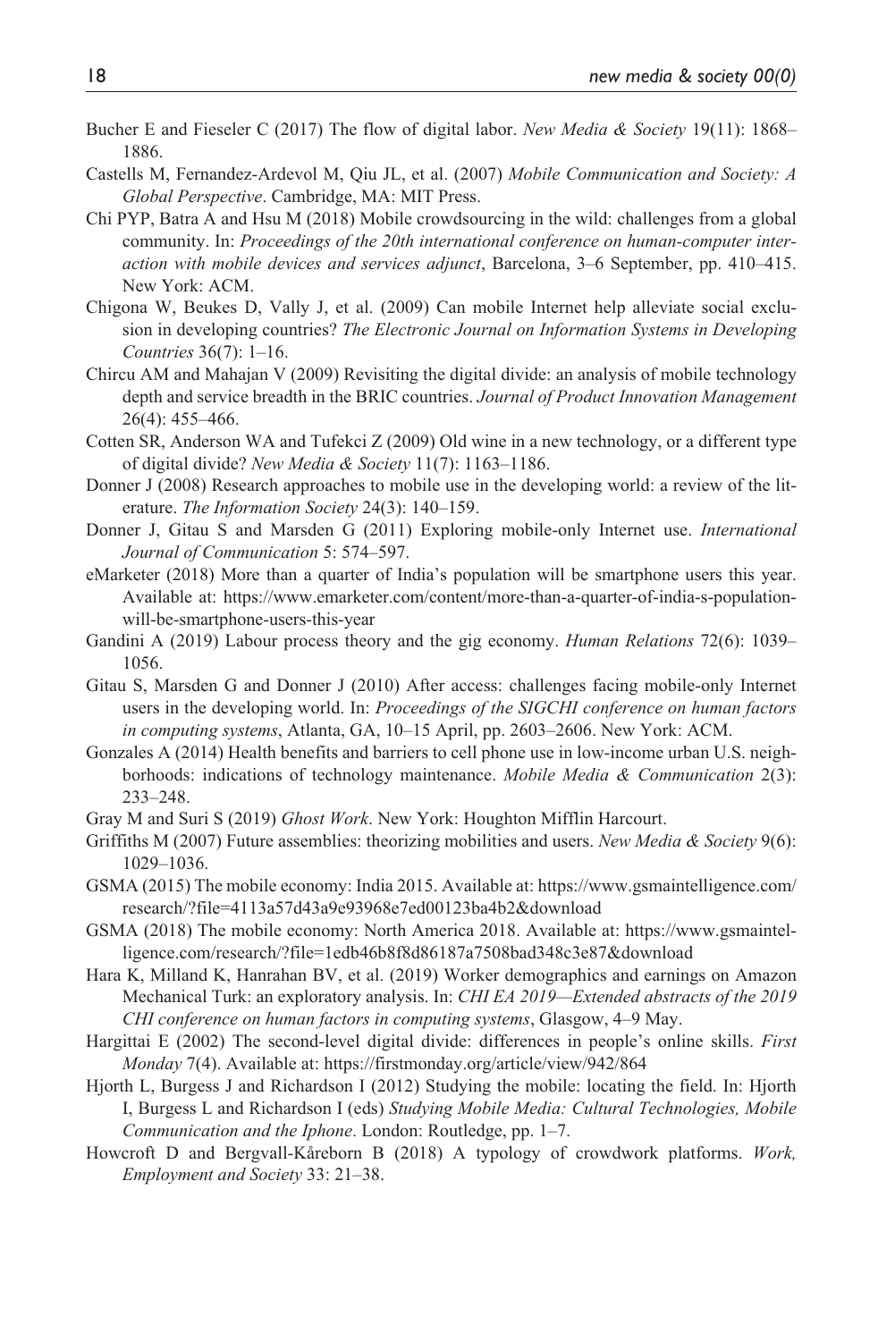Bucher E and Fieseler C (2017) The flow of digital labor. *New Media & Society* 19(11): 1868–1886.

Castells M, Fernandez-Ardevol M, Qiu JL, et al. (2007) *Mobile Communication and Society: A Global Perspective*. Cambridge, MA: MIT Press.

Chi PYP, Batra A and Hsu M (2018) Mobile crowdsourcing in the wild: challenges from a global community. In: *Proceedings of the 20th international conference on human-computer interaction with mobile devices and services adjunct*, Barcelona, 3–6 September, pp. 410–415. New York: ACM.

Chigona W, Beukes D, Vally J, et al. (2009) Can mobile Internet help alleviate social exclusion in developing countries? *The Electronic Journal on Information Systems in Developing Countries* 36(7): 1–16.

Chircu AM and Mahajan V (2009) Revisiting the digital divide: an analysis of mobile technology depth and service breadth in the BRIC countries. *Journal of Product Innovation Management* 26(4): 455–466.

Cotten SR, Anderson WA and Tufekci Z (2009) Old wine in a new technology, or a different type of digital divide? *New Media & Society* 11(7): 1163–1186.

Donner J (2008) Research approaches to mobile use in the developing world: a review of the literature. *The Information Society* 24(3): 140–159.

Donner J, Gitau S and Marsden G (2011) Exploring mobile-only Internet use. *International Journal of Communication* 5: 574–597.

eMarketer (2018) More than a quarter of India's population will be smartphone users this year. Available at: https://www.emarketer.com/content/more-than-a-quarter-of-india-s-population-will-be-smartphone-users-this-year

Gandini A (2019) Labour process theory and the gig economy. *Human Relations* 72(6): 1039–1056.

Gitau S, Marsden G and Donner J (2010) After access: challenges facing mobile-only Internet users in the developing world. In: *Proceedings of the SIGCHI conference on human factors in computing systems*, Atlanta, GA, 10–15 April, pp. 2603–2606. New York: ACM.

Gonzales A (2014) Health benefits and barriers to cell phone use in low-income urban U.S. neighborhoods: indications of technology maintenance. *Mobile Media & Communication* 2(3): 233–248.

Gray M and Suri S (2019) *Ghost Work*. New York: Houghton Mifflin Harcourt.

Griffiths M (2007) Future assemblies: theorizing mobilities and users. *New Media & Society* 9(6): 1029–1036.

GSMA (2015) The mobile economy: India 2015. Available at: https://www.gsmaintelligence.com/research/?file=4113a57d43a9e93968e7ed00123ba4b2&download

GSMA (2018) The mobile economy: North America 2018. Available at: https://www.gsmaintelligence.com/research/?file=1edb46b8f8d86187a7508bad348c3e87&download

Hara K, Milland K, Hanrahan BV, et al. (2019) Worker demographics and earnings on Amazon Mechanical Turk: an exploratory analysis. In: *CHI EA 2019—Extended abstracts of the 2019 CHI conference on human factors in computing systems*, Glasgow, 4–9 May.

Hargittai E (2002) The second-level digital divide: differences in people's online skills. *First Monday* 7(4). Available at: https://firstmonday.org/article/view/942/864

Hjorth L, Burgess J and Richardson I (2012) Studying the mobile: locating the field. In: Hjorth I, Burgess L and Richardson I (eds) *Studying Mobile Media: Cultural Technologies, Mobile Communication and the Iphone*. London: Routledge, pp. 1–7.

Howcroft D and Bergvall-Kåreborn B (2018) A typology of crowdwork platforms. *Work, Employment and Society* 33: 21–38.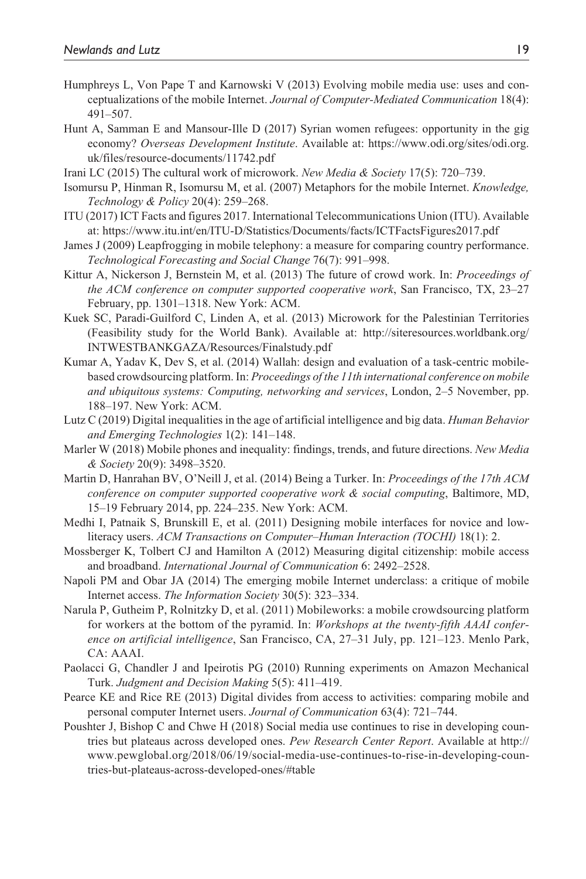Humphreys L, Von Pape T and Karnowski V (2013) Evolving mobile media use: uses and conceptualizations of the mobile Internet. *Journal of Computer-Mediated Communication* 18(4): 491–507.

Hunt A, Samman E and Mansour-Ille D (2017) Syrian women refugees: opportunity in the gig economy? *Overseas Development Institute*. Available at: https://www.odi.org/sites/odi.org.uk/files/resource-documents/11742.pdf

Irani LC (2015) The cultural work of microwork. *New Media & Society* 17(5): 720–739.

Isomursu P, Hinman R, Isomursu M, et al. (2007) Metaphors for the mobile Internet. *Knowledge, Technology & Policy* 20(4): 259–268.

ITU (2017) ICT Facts and figures 2017. International Telecommunications Union (ITU). Available at: https://www.itu.int/en/ITU-D/Statistics/Documents/facts/ICTFactsFigures2017.pdf

James J (2009) Leapfrogging in mobile telephony: a measure for comparing country performance. *Technological Forecasting and Social Change* 76(7): 991–998.

Kittur A, Nickerson J, Bernstein M, et al. (2013) The future of crowd work. In: *Proceedings of the ACM conference on computer supported cooperative work*, San Francisco, TX, 23–27 February, pp. 1301–1318. New York: ACM.

Kuek SC, Paradi-Guilford C, Linden A, et al. (2013) Microwork for the Palestinian Territories (Feasibility study for the World Bank). Available at: http://siteresources.worldbank.org/INTWESTBANKGAZA/Resources/Finalstudy.pdf

Kumar A, Yadav K, Dev S, et al. (2014) Wallah: design and evaluation of a task-centric mobile-based crowdsourcing platform. In: *Proceedings of the 11th international conference on mobile and ubiquitous systems: Computing, networking and services*, London, 2–5 November, pp. 188–197. New York: ACM.

Lutz C (2019) Digital inequalities in the age of artificial intelligence and big data. *Human Behavior and Emerging Technologies* 1(2): 141–148.

Marler W (2018) Mobile phones and inequality: findings, trends, and future directions. *New Media & Society* 20(9): 3498–3520.

Martin D, Hanrahan BV, O'Neill J, et al. (2014) Being a Turker. In: *Proceedings of the 17th ACM conference on computer supported cooperative work & social computing*, Baltimore, MD, 15–19 February 2014, pp. 224–235. New York: ACM.

Medhi I, Patnaik S, Brunskill E, et al. (2011) Designing mobile interfaces for novice and low-literacy users. *ACM Transactions on Computer–Human Interaction (TOCHI)* 18(1): 2.

Mossberger K, Tolbert CJ and Hamilton A (2012) Measuring digital citizenship: mobile access and broadband. *International Journal of Communication* 6: 2492–2528.

Napoli PM and Obar JA (2014) The emerging mobile Internet underclass: a critique of mobile Internet access. *The Information Society* 30(5): 323–334.

Narula P, Gutheim P, Rolnitzky D, et al. (2011) Mobileworks: a mobile crowdsourcing platform for workers at the bottom of the pyramid. In: *Workshops at the twenty-fifth AAAI conference on artificial intelligence*, San Francisco, CA, 27–31 July, pp. 121–123. Menlo Park, CA: AAAI.

Paolacci G, Chandler J and Ipeirotis PG (2010) Running experiments on Amazon Mechanical Turk. *Judgment and Decision Making* 5(5): 411–419.

Pearce KE and Rice RE (2013) Digital divides from access to activities: comparing mobile and personal computer Internet users. *Journal of Communication* 63(4): 721–744.

Poushter J, Bishop C and Chwe H (2018) Social media use continues to rise in developing countries but plateaus across developed ones. *Pew Research Center Report*. Available at http://www.pewglobal.org/2018/06/19/social-media-use-continues-to-rise-in-developing-countries-but-plateaus-across-developed-ones/#table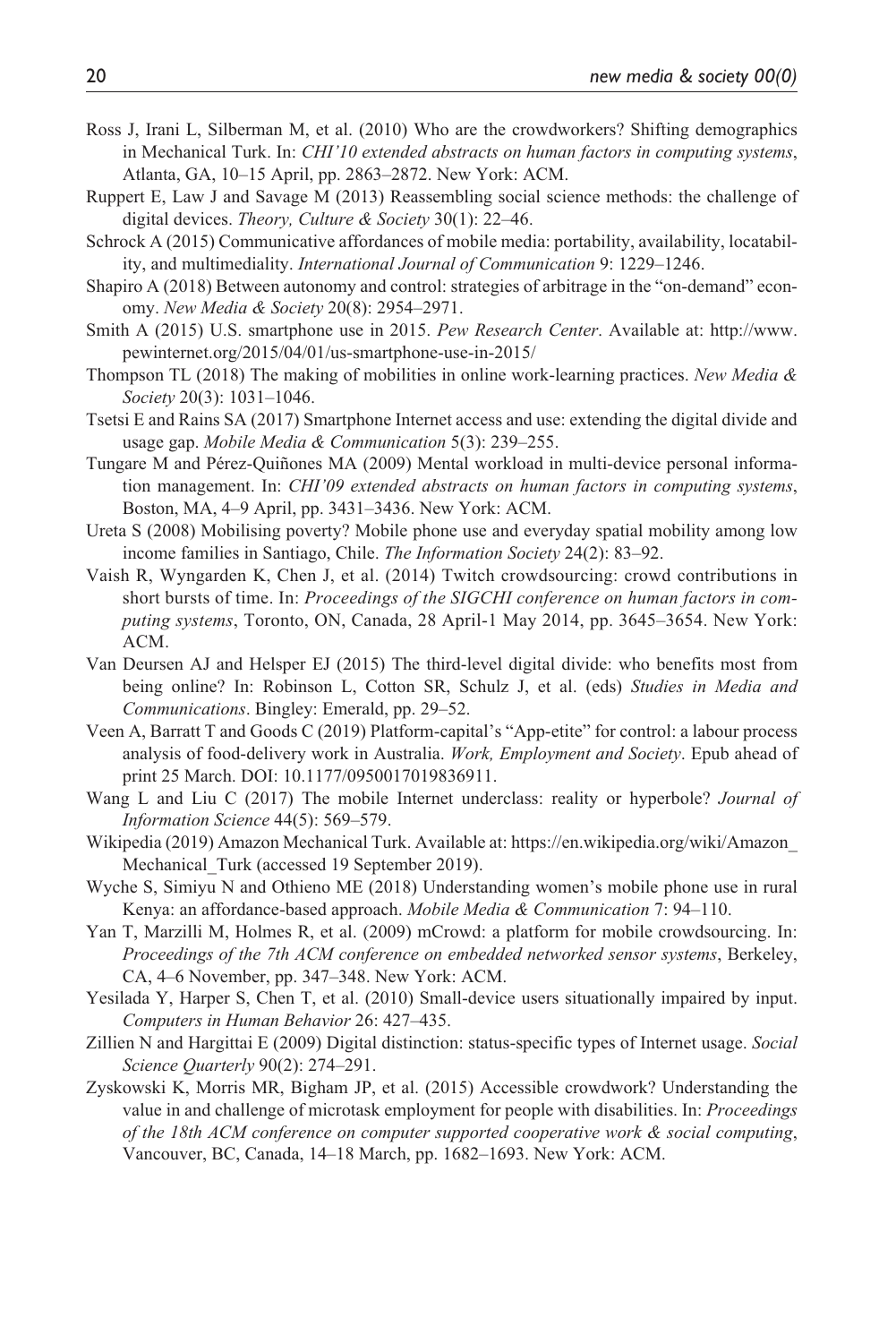Ross J, Irani L, Silberman M, et al. (2010) Who are the crowdworkers? Shifting demographics in Mechanical Turk. In: *CHI'10 extended abstracts on human factors in computing systems*, Atlanta, GA, 10–15 April, pp. 2863–2872. New York: ACM.

Ruppert E, Law J and Savage M (2013) Reassembling social science methods: the challenge of digital devices. *Theory, Culture & Society* 30(1): 22–46.

Schrock A (2015) Communicative affordances of mobile media: portability, availability, locatability, and multimediality. *International Journal of Communication* 9: 1229–1246.

Shapiro A (2018) Between autonomy and control: strategies of arbitrage in the "on-demand" economy. *New Media & Society* 20(8): 2954–2971.

Smith A (2015) U.S. smartphone use in 2015. *Pew Research Center*. Available at: http://www.pewinternet.org/2015/04/01/us-smartphone-use-in-2015/

Thompson TL (2018) The making of mobilities in online work-learning practices. *New Media & Society* 20(3): 1031–1046.

Tsetsi E and Rains SA (2017) Smartphone Internet access and use: extending the digital divide and usage gap. *Mobile Media & Communication* 5(3): 239–255.

Tungare M and Pérez-Quiñones MA (2009) Mental workload in multi-device personal information management. In: *CHI'09 extended abstracts on human factors in computing systems*, Boston, MA, 4–9 April, pp. 3431–3436. New York: ACM.

Ureta S (2008) Mobilising poverty? Mobile phone use and everyday spatial mobility among low income families in Santiago, Chile. *The Information Society* 24(2): 83–92.

Vaish R, Wyngarden K, Chen J, et al. (2014) Twitch crowdsourcing: crowd contributions in short bursts of time. In: *Proceedings of the SIGCHI conference on human factors in computing systems*, Toronto, ON, Canada, 28 April-1 May 2014, pp. 3645–3654. New York: ACM.

Van Deursen AJ and Helsper EJ (2015) The third-level digital divide: who benefits most from being online? In: Robinson L, Cotton SR, Schulz J, et al. (eds) *Studies in Media and Communications*. Bingley: Emerald, pp. 29–52.

Veen A, Barratt T and Goods C (2019) Platform-capital's "App-etite" for control: a labour process analysis of food-delivery work in Australia. *Work, Employment and Society*. Epub ahead of print 25 March. DOI: 10.1177/0950017019836911.

Wang L and Liu C (2017) The mobile Internet underclass: reality or hyperbole? *Journal of Information Science* 44(5): 569–579.

Wikipedia (2019) Amazon Mechanical Turk. Available at: https://en.wikipedia.org/wiki/Amazon_Mechanical_Turk (accessed 19 September 2019).

Wyche S, Simiyu N and Othieno ME (2018) Understanding women's mobile phone use in rural Kenya: an affordance-based approach. *Mobile Media & Communication* 7: 94–110.

Yan T, Marzilli M, Holmes R, et al. (2009) mCrowd: a platform for mobile crowdsourcing. In: *Proceedings of the 7th ACM conference on embedded networked sensor systems*, Berkeley, CA, 4–6 November, pp. 347–348. New York: ACM.

Yesilada Y, Harper S, Chen T, et al. (2010) Small-device users situationally impaired by input. *Computers in Human Behavior* 26: 427–435.

Zillien N and Hargittai E (2009) Digital distinction: status-specific types of Internet usage. *Social Science Quarterly* 90(2): 274–291.

Zyskowski K, Morris MR, Bigham JP, et al. (2015) Accessible crowdwork? Understanding the value in and challenge of microtask employment for people with disabilities. In: *Proceedings of the 18th ACM conference on computer supported cooperative work & social computing*, Vancouver, BC, Canada, 14–18 March, pp. 1682–1693. New York: ACM.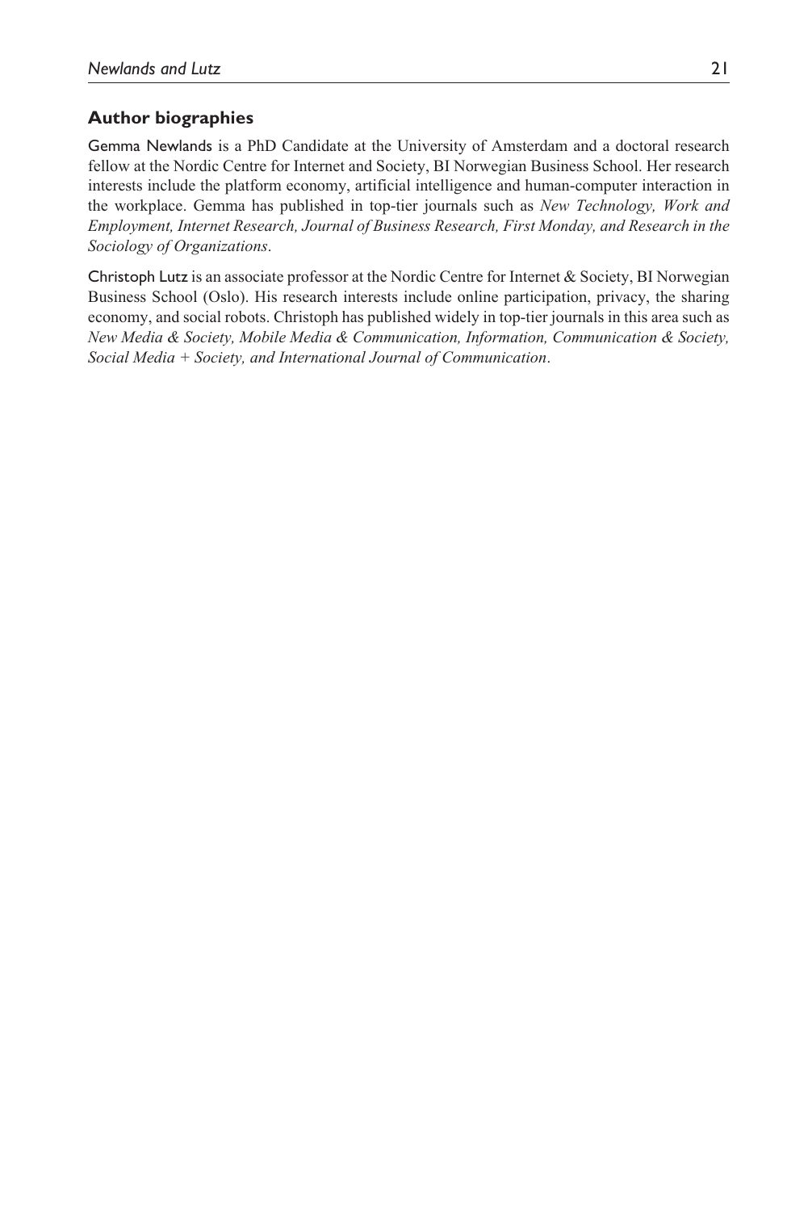## Author biographies

Gemma Newlands is a PhD Candidate at the University of Amsterdam and a doctoral research fellow at the Nordic Centre for Internet and Society, BI Norwegian Business School. Her research interests include the platform economy, artificial intelligence and human-computer interaction in the workplace. Gemma has published in top-tier journals such as *New Technology, Work and Employment, Internet Research, Journal of Business Research, First Monday, and Research in the Sociology of Organizations*.

Christoph Lutz is an associate professor at the Nordic Centre for Internet & Society, BI Norwegian Business School (Oslo). His research interests include online participation, privacy, the sharing economy, and social robots. Christoph has published widely in top-tier journals in this area such as *New Media & Society, Mobile Media & Communication, Information, Communication & Society, Social Media + Society, and International Journal of Communication*.